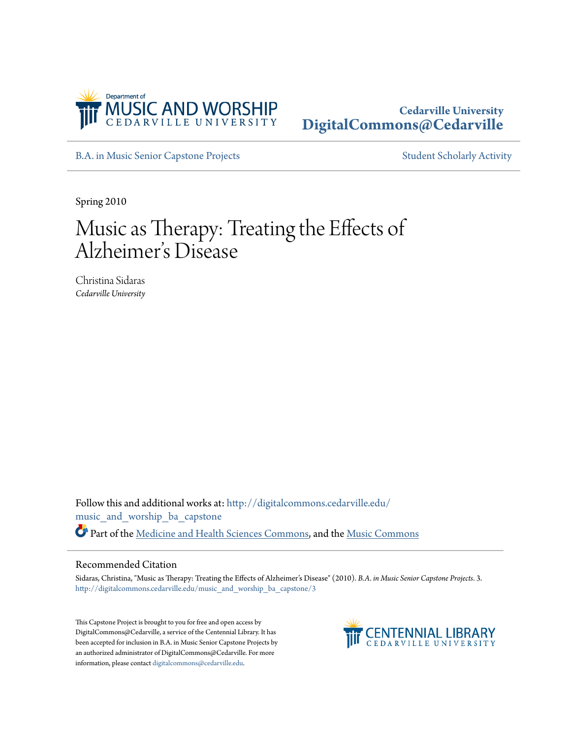Department of
MUSIC AND WORSHIP
CEDARVILLE UNIVERSITY

**Cedarville University**
**DigitalCommons@Cedarville**

B.A. in Music Senior Capstone Projects | Student Scholarly Activity

Spring 2010

# Music as Therapy: Treating the Effects of Alzheimer's Disease

Christina Sidaras
*Cedarville University*

Follow this and additional works at: http://digitalcommons.cedarville.edu/music_and_worship_ba_capstone

Part of the Medicine and Health Sciences Commons, and the Music Commons

## Recommended Citation

Sidaras, Christina, "Music as Therapy: Treating the Effects of Alzheimer's Disease" (2010). *B.A. in Music Senior Capstone Projects*. 3.
http://digitalcommons.cedarville.edu/music_and_worship_ba_capstone/3

This Capstone Project is brought to you for free and open access by DigitalCommons@Cedarville, a service of the Centennial Library. It has been accepted for inclusion in B.A. in Music Senior Capstone Projects by an authorized administrator of DigitalCommons@Cedarville. For more information, please contact digitalcommons@cedarville.edu.

CENTENNIAL LIBRARY
CEDARVILLE UNIVERSITY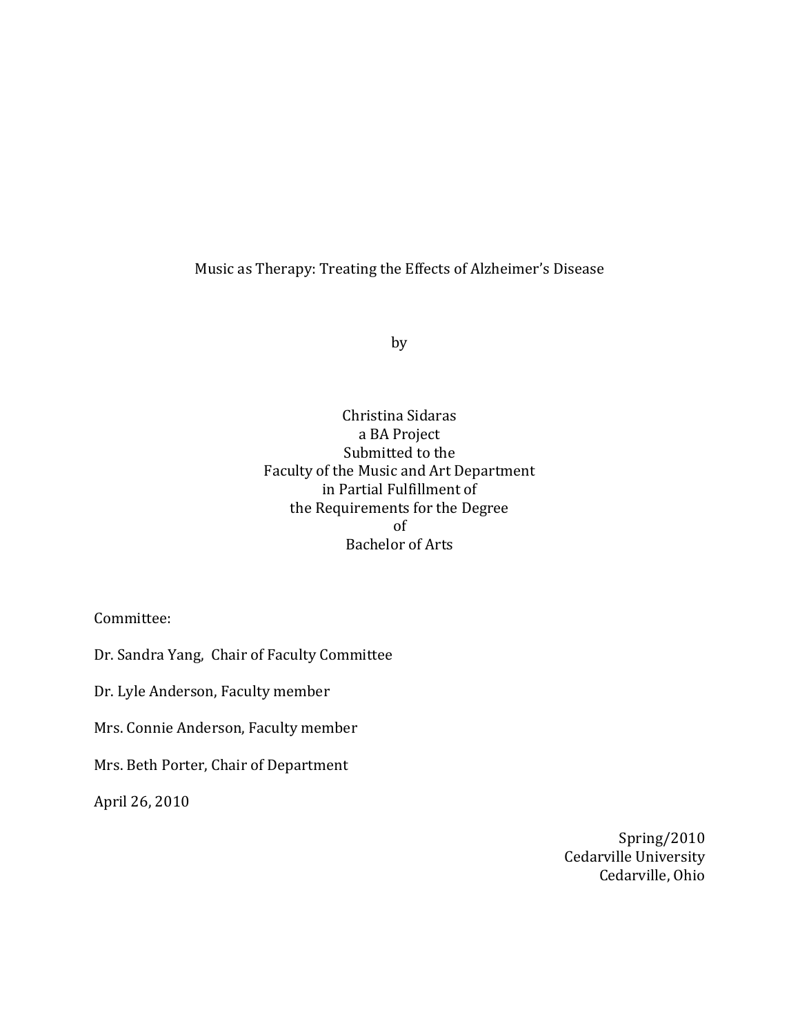Music as Therapy: Treating the Effects of Alzheimer's Disease

by

Christina Sidaras
a BA Project
Submitted to the
Faculty of the Music and Art Department
in Partial Fulfillment of
the Requirements for the Degree
of
Bachelor of Arts

Committee:

Dr. Sandra Yang, Chair of Faculty Committee

Dr. Lyle Anderson, Faculty member

Mrs. Connie Anderson, Faculty member

Mrs. Beth Porter, Chair of Department

April 26, 2010

Spring/2010
Cedarville University
Cedarville, Ohio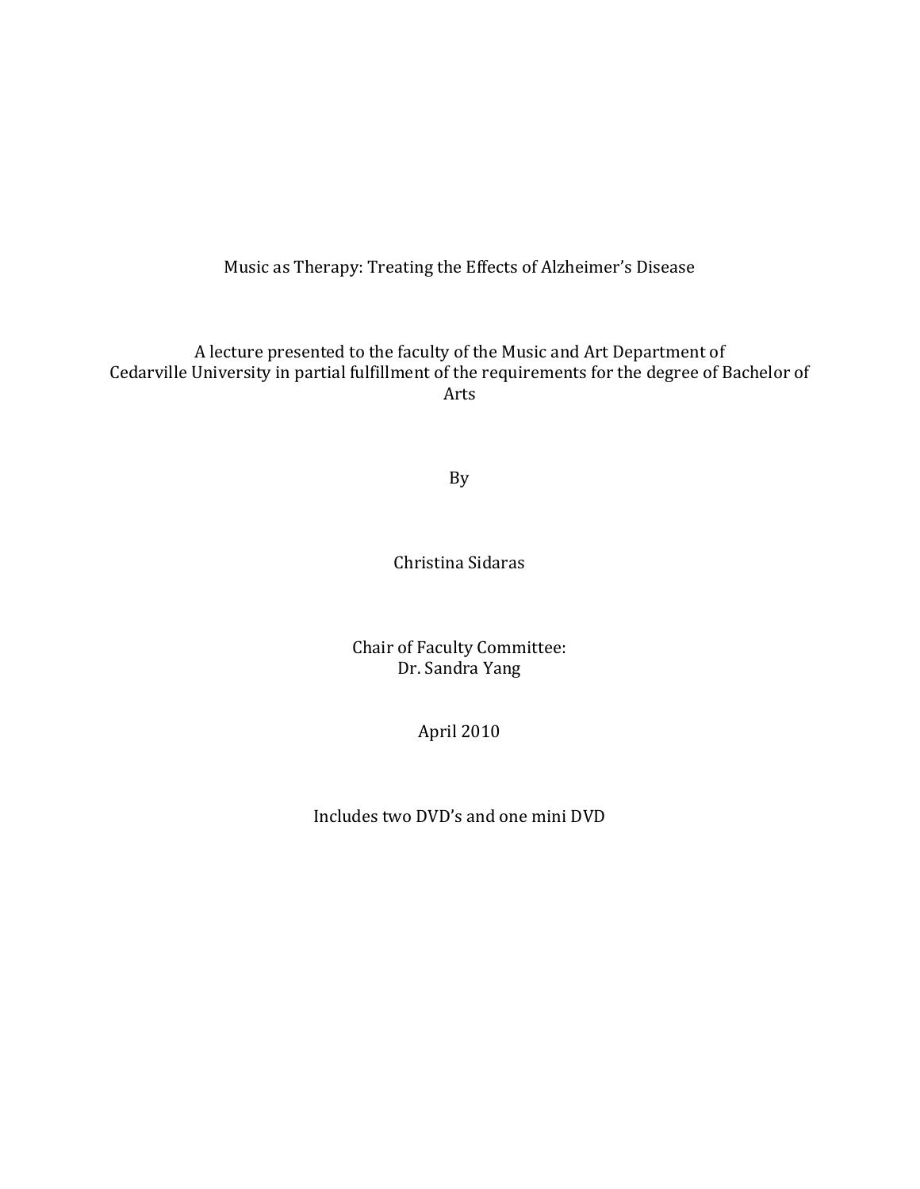# Music as Therapy: Treating the Effects of Alzheimer's Disease

A lecture presented to the faculty of the Music and Art Department of Cedarville University in partial fulfillment of the requirements for the degree of Bachelor of Arts

By

Christina Sidaras

Chair of Faculty Committee:
Dr. Sandra Yang

April 2010

Includes two DVD's and one mini DVD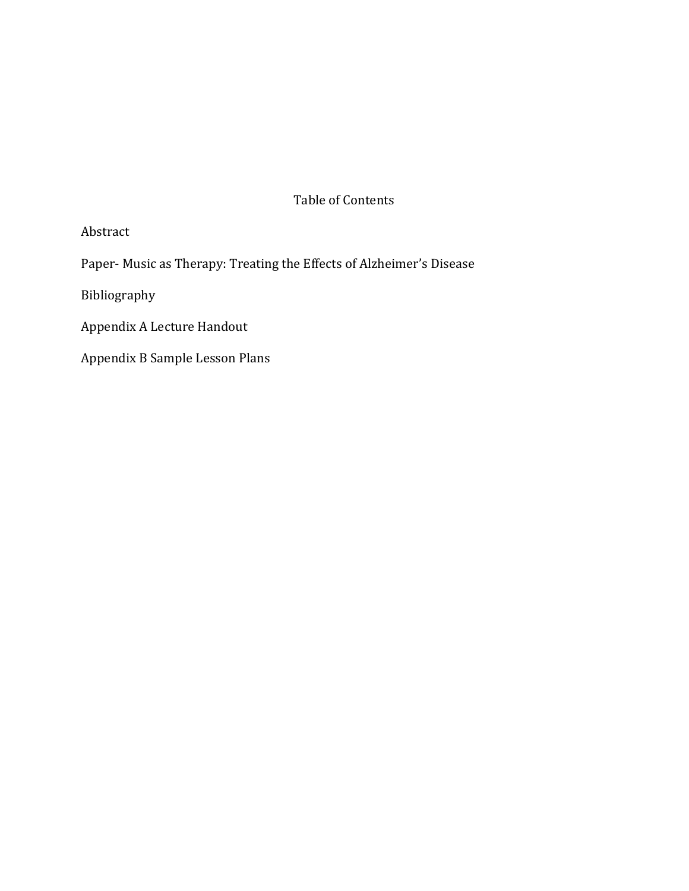# Table of Contents

Abstract

Paper- Music as Therapy: Treating the Effects of Alzheimer's Disease

Bibliography

Appendix A Lecture Handout

Appendix B Sample Lesson Plans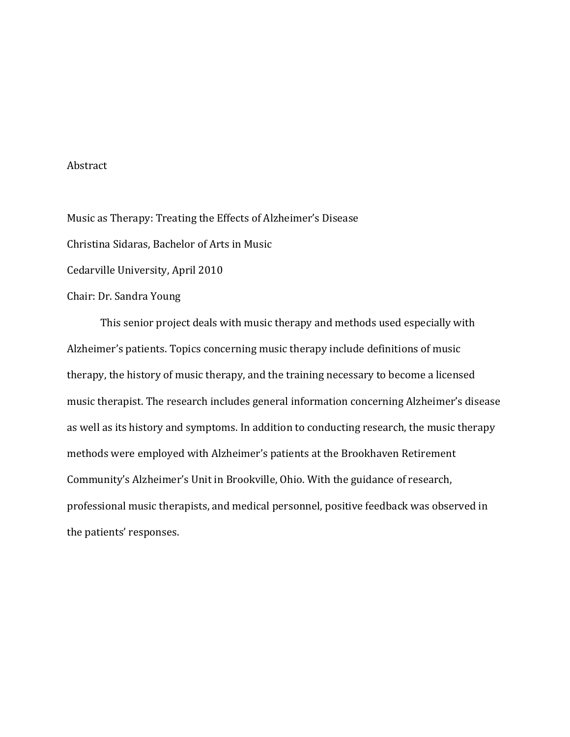# Abstract

Music as Therapy: Treating the Effects of Alzheimer's Disease

Christina Sidaras, Bachelor of Arts in Music

Cedarville University, April 2010

Chair: Dr. Sandra Young

This senior project deals with music therapy and methods used especially with Alzheimer's patients. Topics concerning music therapy include definitions of music therapy, the history of music therapy, and the training necessary to become a licensed music therapist. The research includes general information concerning Alzheimer's disease as well as its history and symptoms. In addition to conducting research, the music therapy methods were employed with Alzheimer's patients at the Brookhaven Retirement Community's Alzheimer's Unit in Brookville, Ohio. With the guidance of research, professional music therapists, and medical personnel, positive feedback was observed in the patients' responses.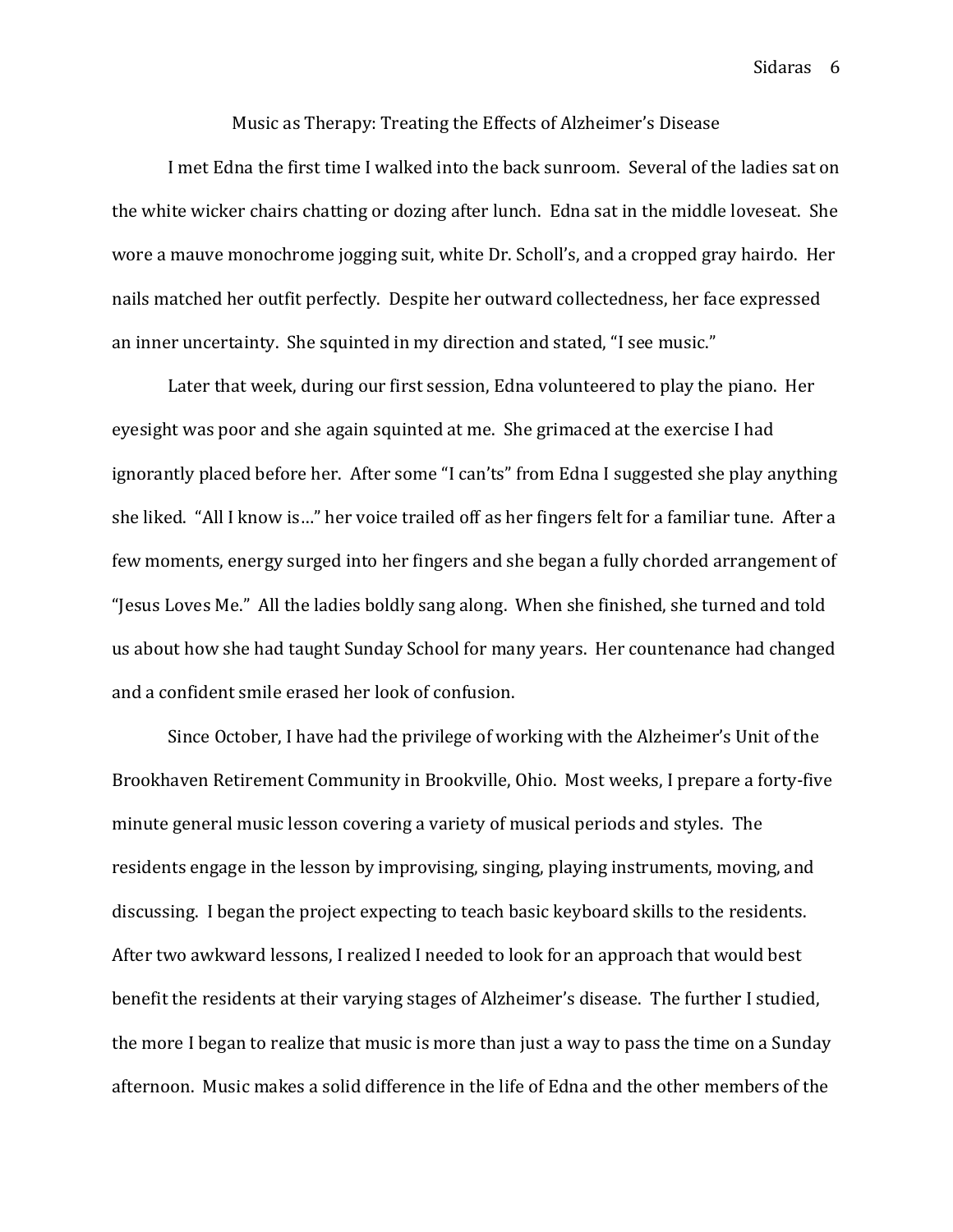# Music as Therapy: Treating the Effects of Alzheimer's Disease

I met Edna the first time I walked into the back sunroom. Several of the ladies sat on the white wicker chairs chatting or dozing after lunch. Edna sat in the middle loveseat. She wore a mauve monochrome jogging suit, white Dr. Scholl's, and a cropped gray hairdo. Her nails matched her outfit perfectly. Despite her outward collectedness, her face expressed an inner uncertainty. She squinted in my direction and stated, "I see music."

Later that week, during our first session, Edna volunteered to play the piano. Her eyesight was poor and she again squinted at me. She grimaced at the exercise I had ignorantly placed before her. After some "I can'ts" from Edna I suggested she play anything she liked. "All I know is…" her voice trailed off as her fingers felt for a familiar tune. After a few moments, energy surged into her fingers and she began a fully chorded arrangement of "Jesus Loves Me." All the ladies boldly sang along. When she finished, she turned and told us about how she had taught Sunday School for many years. Her countenance had changed and a confident smile erased her look of confusion.

Since October, I have had the privilege of working with the Alzheimer's Unit of the Brookhaven Retirement Community in Brookville, Ohio. Most weeks, I prepare a forty-five minute general music lesson covering a variety of musical periods and styles. The residents engage in the lesson by improvising, singing, playing instruments, moving, and discussing. I began the project expecting to teach basic keyboard skills to the residents. After two awkward lessons, I realized I needed to look for an approach that would best benefit the residents at their varying stages of Alzheimer's disease. The further I studied, the more I began to realize that music is more than just a way to pass the time on a Sunday afternoon. Music makes a solid difference in the life of Edna and the other members of the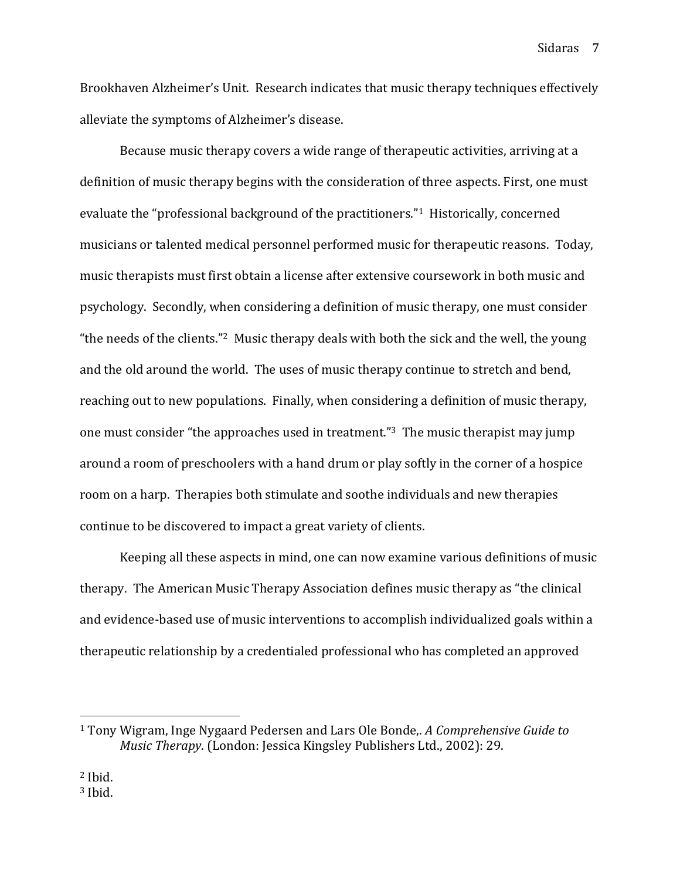Brookhaven Alzheimer's Unit. Research indicates that music therapy techniques effectively alleviate the symptoms of Alzheimer's disease.

Because music therapy covers a wide range of therapeutic activities, arriving at a definition of music therapy begins with the consideration of three aspects. First, one must evaluate the "professional background of the practitioners."[1] Historically, concerned musicians or talented medical personnel performed music for therapeutic reasons. Today, music therapists must first obtain a license after extensive coursework in both music and psychology. Secondly, when considering a definition of music therapy, one must consider "the needs of the clients."[2] Music therapy deals with both the sick and the well, the young and the old around the world. The uses of music therapy continue to stretch and bend, reaching out to new populations. Finally, when considering a definition of music therapy, one must consider "the approaches used in treatment."[3] The music therapist may jump around a room of preschoolers with a hand drum or play softly in the corner of a hospice room on a harp. Therapies both stimulate and soothe individuals and new therapies continue to be discovered to impact a great variety of clients.

Keeping all these aspects in mind, one can now examine various definitions of music therapy. The American Music Therapy Association defines music therapy as "the clinical and evidence-based use of music interventions to accomplish individualized goals within a therapeutic relationship by a credentialed professional who has completed an approved

---

[1] Tony Wigram, Inge Nygaard Pedersen and Lars Ole Bonde,. *A Comprehensive Guide to Music Therapy*. (London: Jessica Kingsley Publishers Ltd., 2002): 29.

[2] Ibid.

[3] Ibid.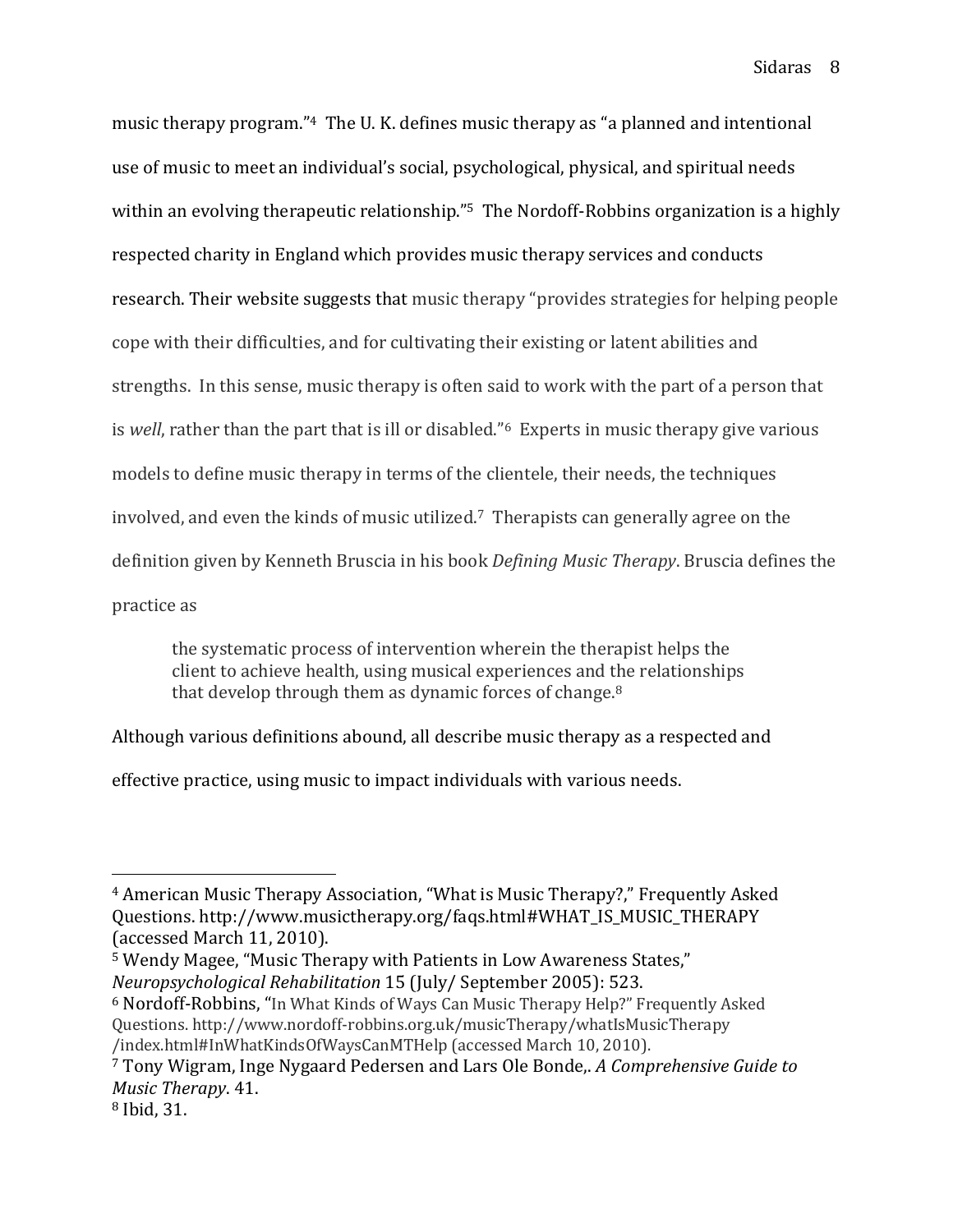music therapy program."[4] The U. K. defines music therapy as "a planned and intentional use of music to meet an individual's social, psychological, physical, and spiritual needs within an evolving therapeutic relationship."[5] The Nordoff-Robbins organization is a highly respected charity in England which provides music therapy services and conducts research. Their website suggests that music therapy "provides strategies for helping people cope with their difficulties, and for cultivating their existing or latent abilities and strengths. In this sense, music therapy is often said to work with the part of a person that is *well*, rather than the part that is ill or disabled."[6] Experts in music therapy give various models to define music therapy in terms of the clientele, their needs, the techniques involved, and even the kinds of music utilized.[7] Therapists can generally agree on the definition given by Kenneth Bruscia in his book *Defining Music Therapy*. Bruscia defines the practice as

> the systematic process of intervention wherein the therapist helps the client to achieve health, using musical experiences and the relationships that develop through them as dynamic forces of change.[8]

Although various definitions abound, all describe music therapy as a respected and effective practice, using music to impact individuals with various needs.

---

[4] American Music Therapy Association, "What is Music Therapy?," Frequently Asked Questions. http://www.musictherapy.org/faqs.html#WHAT_IS_MUSIC_THERAPY (accessed March 11, 2010).

[5] Wendy Magee, "Music Therapy with Patients in Low Awareness States," *Neuropsychological Rehabilitation* 15 (July/ September 2005): 523.

[6] Nordoff-Robbins, "In What Kinds of Ways Can Music Therapy Help?" Frequently Asked Questions. http://www.nordoff-robbins.org.uk/musicTherapy/whatIsMusicTherapy /index.html#InWhatKindsOfWaysCanMTHelp (accessed March 10, 2010).

[7] Tony Wigram, Inge Nygaard Pedersen and Lars Ole Bonde,. *A Comprehensive Guide to Music Therapy*. 41.

[8] Ibid, 31.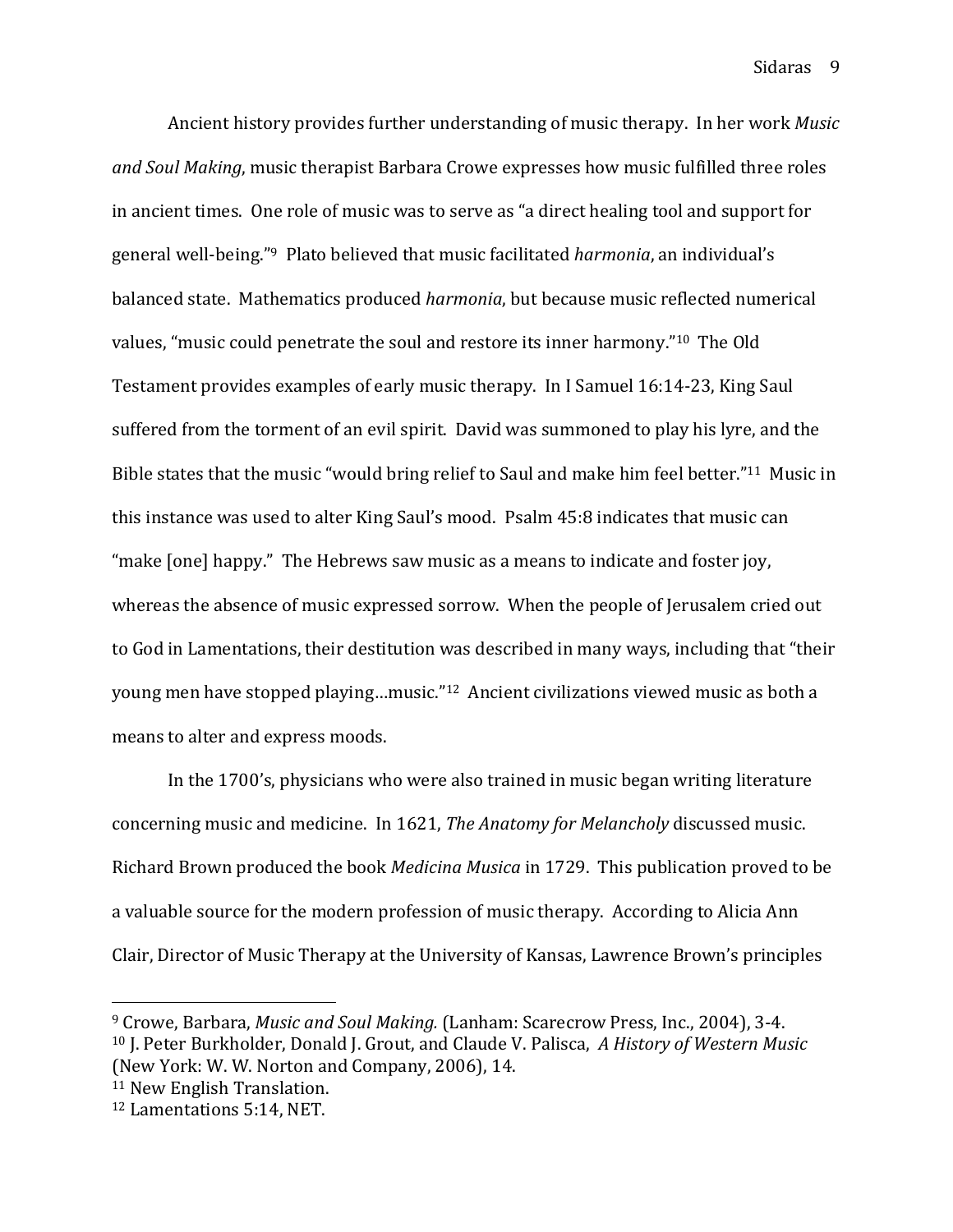Ancient history provides further understanding of music therapy. In her work *Music and Soul Making*, music therapist Barbara Crowe expresses how music fulfilled three roles in ancient times. One role of music was to serve as "a direct healing tool and support for general well-being."[9] Plato believed that music facilitated *harmonia*, an individual's balanced state. Mathematics produced *harmonia*, but because music reflected numerical values, "music could penetrate the soul and restore its inner harmony."[10] The Old Testament provides examples of early music therapy. In I Samuel 16:14-23, King Saul suffered from the torment of an evil spirit. David was summoned to play his lyre, and the Bible states that the music "would bring relief to Saul and make him feel better."[11] Music in this instance was used to alter King Saul's mood. Psalm 45:8 indicates that music can "make [one] happy." The Hebrews saw music as a means to indicate and foster joy, whereas the absence of music expressed sorrow. When the people of Jerusalem cried out to God in Lamentations, their destitution was described in many ways, including that "their young men have stopped playing…music."[12] Ancient civilizations viewed music as both a means to alter and express moods.

In the 1700's, physicians who were also trained in music began writing literature concerning music and medicine. In 1621, *The Anatomy for Melancholy* discussed music. Richard Brown produced the book *Medicina Musica* in 1729. This publication proved to be a valuable source for the modern profession of music therapy. According to Alicia Ann Clair, Director of Music Therapy at the University of Kansas, Lawrence Brown's principles

---

[9] Crowe, Barbara, *Music and Soul Making.* (Lanham: Scarecrow Press, Inc., 2004), 3-4.

[10] J. Peter Burkholder, Donald J. Grout, and Claude V. Palisca, *A History of Western Music* (New York: W. W. Norton and Company, 2006), 14.

[11] New English Translation.

[12] Lamentations 5:14, NET.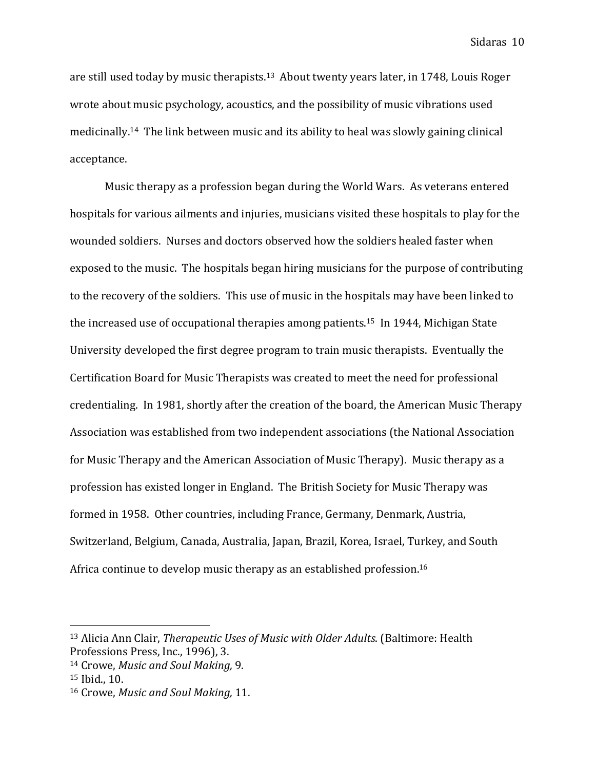are still used today by music therapists.[13] About twenty years later, in 1748, Louis Roger wrote about music psychology, acoustics, and the possibility of music vibrations used medicinally.[14] The link between music and its ability to heal was slowly gaining clinical acceptance.

Music therapy as a profession began during the World Wars. As veterans entered hospitals for various ailments and injuries, musicians visited these hospitals to play for the wounded soldiers. Nurses and doctors observed how the soldiers healed faster when exposed to the music. The hospitals began hiring musicians for the purpose of contributing to the recovery of the soldiers. This use of music in the hospitals may have been linked to the increased use of occupational therapies among patients.[15] In 1944, Michigan State University developed the first degree program to train music therapists. Eventually the Certification Board for Music Therapists was created to meet the need for professional credentialing. In 1981, shortly after the creation of the board, the American Music Therapy Association was established from two independent associations (the National Association for Music Therapy and the American Association of Music Therapy). Music therapy as a profession has existed longer in England. The British Society for Music Therapy was formed in 1958. Other countries, including France, Germany, Denmark, Austria, Switzerland, Belgium, Canada, Australia, Japan, Brazil, Korea, Israel, Turkey, and South Africa continue to develop music therapy as an established profession.[16]

---

[13] Alicia Ann Clair, *Therapeutic Uses of Music with Older Adults*. (Baltimore: Health Professions Press, Inc., 1996), 3.
[14] Crowe, *Music and Soul Making,* 9.
[15] Ibid., 10.
[16] Crowe, *Music and Soul Making,* 11.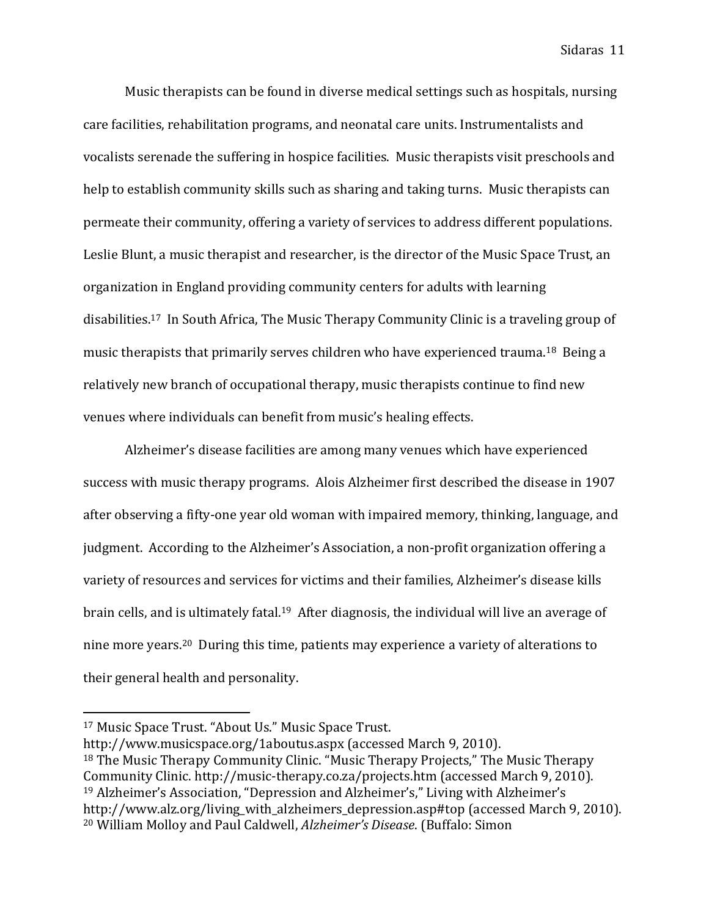Music therapists can be found in diverse medical settings such as hospitals, nursing care facilities, rehabilitation programs, and neonatal care units. Instrumentalists and vocalists serenade the suffering in hospice facilities. Music therapists visit preschools and help to establish community skills such as sharing and taking turns. Music therapists can permeate their community, offering a variety of services to address different populations. Leslie Blunt, a music therapist and researcher, is the director of the Music Space Trust, an organization in England providing community centers for adults with learning disabilities.[17] In South Africa, The Music Therapy Community Clinic is a traveling group of music therapists that primarily serves children who have experienced trauma.[18] Being a relatively new branch of occupational therapy, music therapists continue to find new venues where individuals can benefit from music's healing effects.

Alzheimer's disease facilities are among many venues which have experienced success with music therapy programs. Alois Alzheimer first described the disease in 1907 after observing a fifty-one year old woman with impaired memory, thinking, language, and judgment. According to the Alzheimer's Association, a non-profit organization offering a variety of resources and services for victims and their families, Alzheimer's disease kills brain cells, and is ultimately fatal.[19] After diagnosis, the individual will live an average of nine more years.[20] During this time, patients may experience a variety of alterations to their general health and personality.

---

[17] Music Space Trust. "About Us." Music Space Trust. http://www.musicspace.org/1aboutus.aspx (accessed March 9, 2010).

[18] The Music Therapy Community Clinic. "Music Therapy Projects," The Music Therapy Community Clinic. http://music-therapy.co.za/projects.htm (accessed March 9, 2010).

[19] Alzheimer's Association, "Depression and Alzheimer's," Living with Alzheimer's http://www.alz.org/living_with_alzheimers_depression.asp#top (accessed March 9, 2010).

[20] William Molloy and Paul Caldwell, *Alzheimer's Disease*. (Buffalo: Simon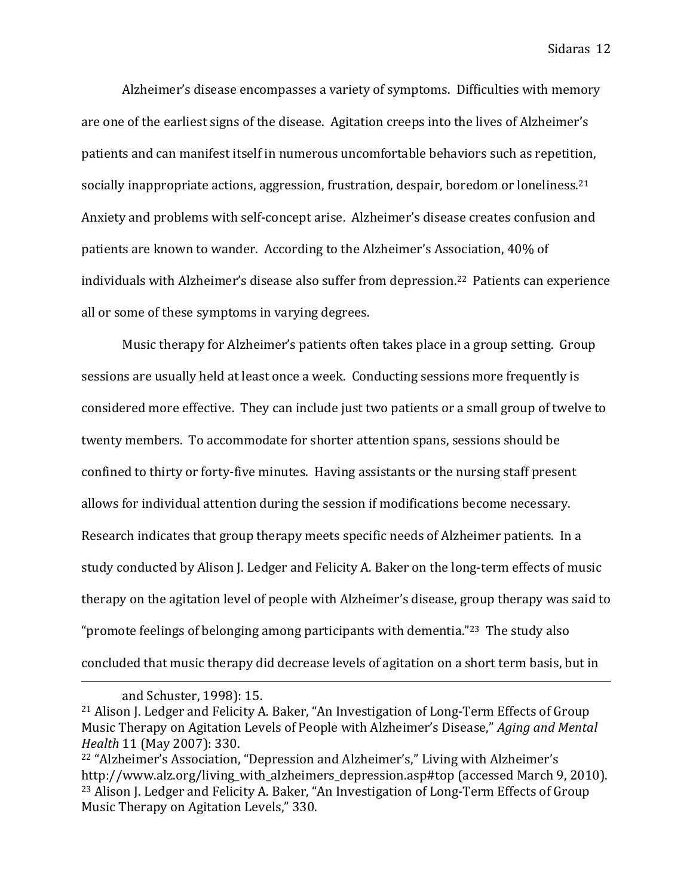Alzheimer's disease encompasses a variety of symptoms. Difficulties with memory are one of the earliest signs of the disease. Agitation creeps into the lives of Alzheimer's patients and can manifest itself in numerous uncomfortable behaviors such as repetition, socially inappropriate actions, aggression, frustration, despair, boredom or loneliness.[21] Anxiety and problems with self-concept arise. Alzheimer's disease creates confusion and patients are known to wander. According to the Alzheimer's Association, 40% of individuals with Alzheimer's disease also suffer from depression.[22] Patients can experience all or some of these symptoms in varying degrees.

Music therapy for Alzheimer's patients often takes place in a group setting. Group sessions are usually held at least once a week. Conducting sessions more frequently is considered more effective. They can include just two patients or a small group of twelve to twenty members. To accommodate for shorter attention spans, sessions should be confined to thirty or forty-five minutes. Having assistants or the nursing staff present allows for individual attention during the session if modifications become necessary. Research indicates that group therapy meets specific needs of Alzheimer patients. In a study conducted by Alison J. Ledger and Felicity A. Baker on the long-term effects of music therapy on the agitation level of people with Alzheimer's disease, group therapy was said to "promote feelings of belonging among participants with dementia."[23] The study also concluded that music therapy did decrease levels of agitation on a short term basis, but in

---

and Schuster, 1998): 15.

[21] Alison J. Ledger and Felicity A. Baker, "An Investigation of Long-Term Effects of Group Music Therapy on Agitation Levels of People with Alzheimer's Disease," *Aging and Mental Health* 11 (May 2007): 330.

[22] "Alzheimer's Association, "Depression and Alzheimer's," Living with Alzheimer's http://www.alz.org/living_with_alzheimers_depression.asp#top (accessed March 9, 2010).

[23] Alison J. Ledger and Felicity A. Baker, "An Investigation of Long-Term Effects of Group Music Therapy on Agitation Levels," 330.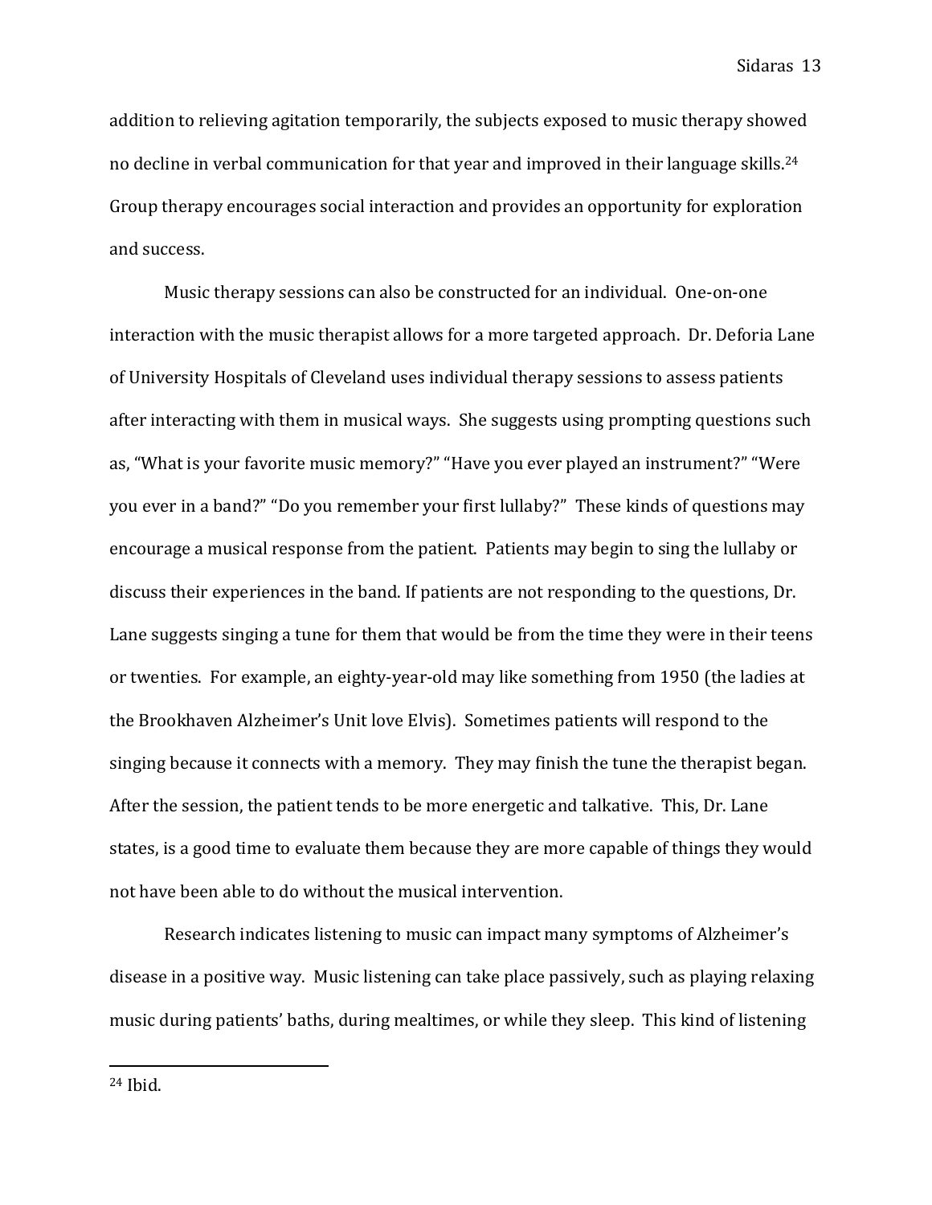addition to relieving agitation temporarily, the subjects exposed to music therapy showed no decline in verbal communication for that year and improved in their language skills.[24] Group therapy encourages social interaction and provides an opportunity for exploration and success.

Music therapy sessions can also be constructed for an individual. One-on-one interaction with the music therapist allows for a more targeted approach. Dr. Deforia Lane of University Hospitals of Cleveland uses individual therapy sessions to assess patients after interacting with them in musical ways. She suggests using prompting questions such as, "What is your favorite music memory?" "Have you ever played an instrument?" "Were you ever in a band?" "Do you remember your first lullaby?" These kinds of questions may encourage a musical response from the patient. Patients may begin to sing the lullaby or discuss their experiences in the band. If patients are not responding to the questions, Dr. Lane suggests singing a tune for them that would be from the time they were in their teens or twenties. For example, an eighty-year-old may like something from 1950 (the ladies at the Brookhaven Alzheimer's Unit love Elvis). Sometimes patients will respond to the singing because it connects with a memory. They may finish the tune the therapist began. After the session, the patient tends to be more energetic and talkative. This, Dr. Lane states, is a good time to evaluate them because they are more capable of things they would not have been able to do without the musical intervention.

Research indicates listening to music can impact many symptoms of Alzheimer's disease in a positive way. Music listening can take place passively, such as playing relaxing music during patients' baths, during mealtimes, or while they sleep. This kind of listening

---

[24] Ibid.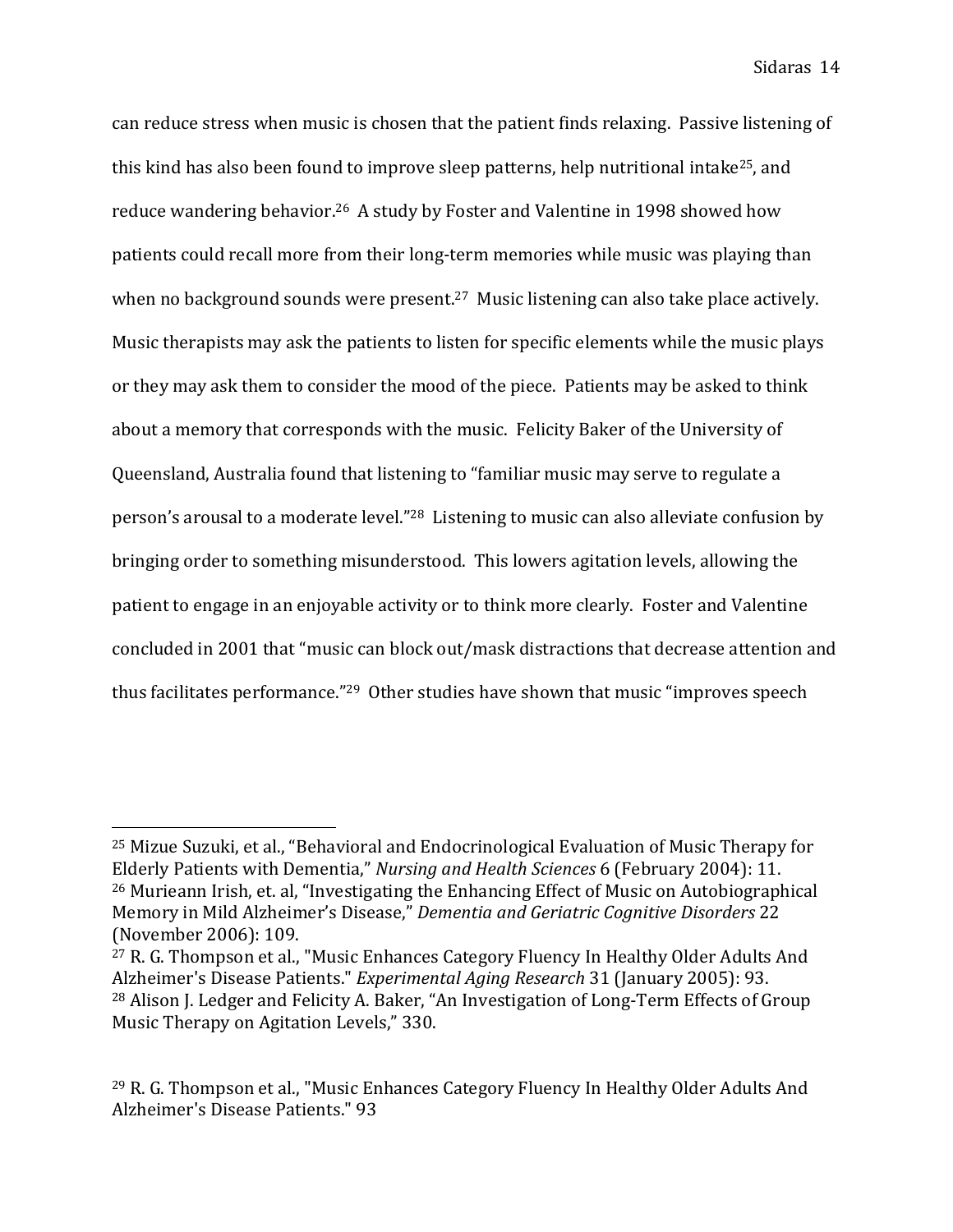can reduce stress when music is chosen that the patient finds relaxing. Passive listening of this kind has also been found to improve sleep patterns, help nutritional intake[25], and reduce wandering behavior.[26] A study by Foster and Valentine in 1998 showed how patients could recall more from their long-term memories while music was playing than when no background sounds were present.[27] Music listening can also take place actively. Music therapists may ask the patients to listen for specific elements while the music plays or they may ask them to consider the mood of the piece. Patients may be asked to think about a memory that corresponds with the music. Felicity Baker of the University of Queensland, Australia found that listening to "familiar music may serve to regulate a person's arousal to a moderate level."[28] Listening to music can also alleviate confusion by bringing order to something misunderstood. This lowers agitation levels, allowing the patient to engage in an enjoyable activity or to think more clearly. Foster and Valentine concluded in 2001 that "music can block out/mask distractions that decrease attention and thus facilitates performance."[29] Other studies have shown that music "improves speech

---

[25] Mizue Suzuki, et al., "Behavioral and Endocrinological Evaluation of Music Therapy for Elderly Patients with Dementia," *Nursing and Health Sciences* 6 (February 2004): 11.

[26] Murieann Irish, et. al, "Investigating the Enhancing Effect of Music on Autobiographical Memory in Mild Alzheimer's Disease," *Dementia and Geriatric Cognitive Disorders* 22 (November 2006): 109.

[27] R. G. Thompson et al., "Music Enhances Category Fluency In Healthy Older Adults And Alzheimer's Disease Patients." *Experimental Aging Research* 31 (January 2005): 93.

[28] Alison J. Ledger and Felicity A. Baker, "An Investigation of Long-Term Effects of Group Music Therapy on Agitation Levels," 330.

[29] R. G. Thompson et al., "Music Enhances Category Fluency In Healthy Older Adults And Alzheimer's Disease Patients." 93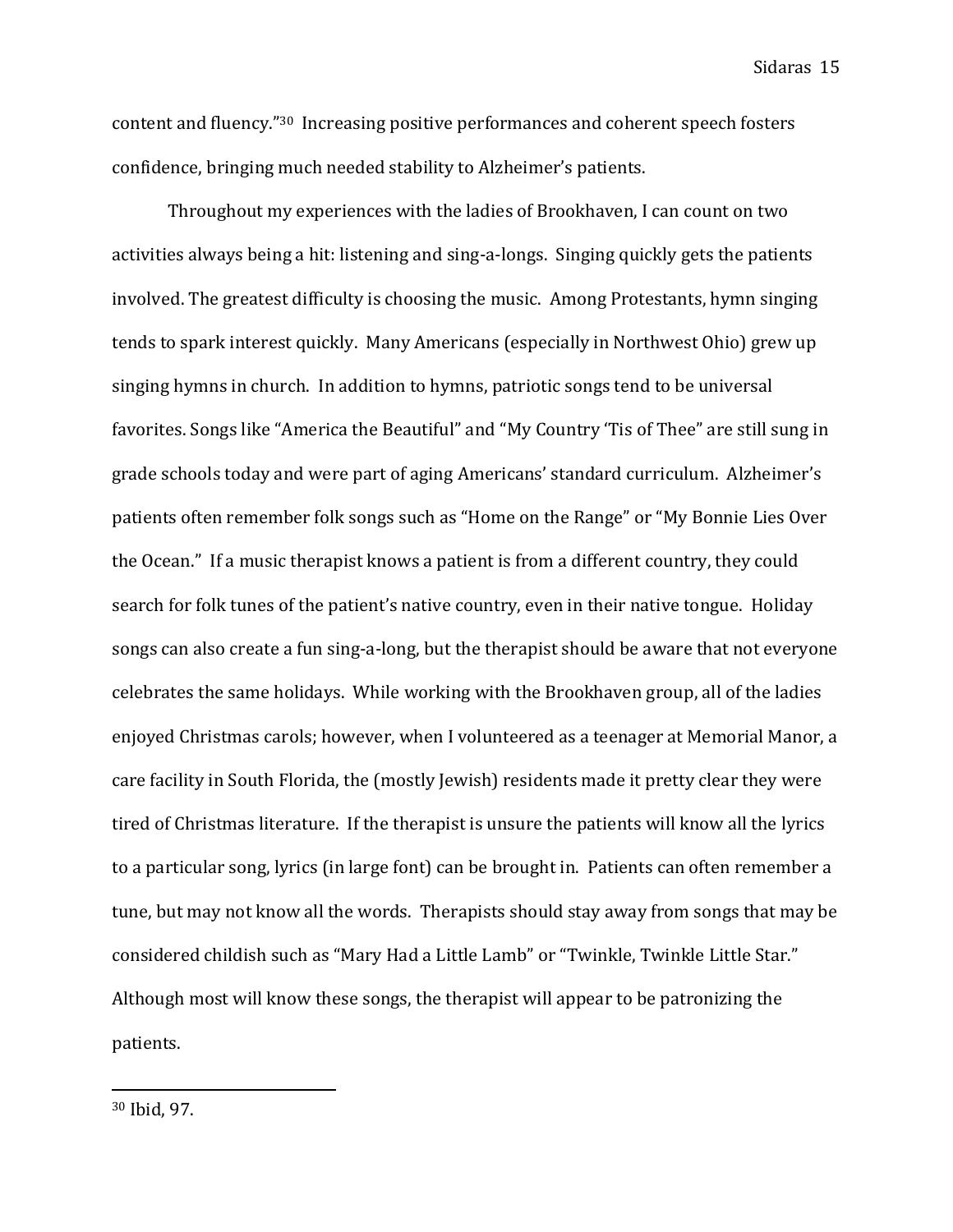content and fluency."[30] Increasing positive performances and coherent speech fosters confidence, bringing much needed stability to Alzheimer's patients.

Throughout my experiences with the ladies of Brookhaven, I can count on two activities always being a hit: listening and sing-a-longs. Singing quickly gets the patients involved. The greatest difficulty is choosing the music. Among Protestants, hymn singing tends to spark interest quickly. Many Americans (especially in Northwest Ohio) grew up singing hymns in church. In addition to hymns, patriotic songs tend to be universal favorites. Songs like "America the Beautiful" and "My Country 'Tis of Thee" are still sung in grade schools today and were part of aging Americans' standard curriculum. Alzheimer's patients often remember folk songs such as "Home on the Range" or "My Bonnie Lies Over the Ocean." If a music therapist knows a patient is from a different country, they could search for folk tunes of the patient's native country, even in their native tongue. Holiday songs can also create a fun sing-a-long, but the therapist should be aware that not everyone celebrates the same holidays. While working with the Brookhaven group, all of the ladies enjoyed Christmas carols; however, when I volunteered as a teenager at Memorial Manor, a care facility in South Florida, the (mostly Jewish) residents made it pretty clear they were tired of Christmas literature. If the therapist is unsure the patients will know all the lyrics to a particular song, lyrics (in large font) can be brought in. Patients can often remember a tune, but may not know all the words. Therapists should stay away from songs that may be considered childish such as "Mary Had a Little Lamb" or "Twinkle, Twinkle Little Star." Although most will know these songs, the therapist will appear to be patronizing the patients.

---

[30] Ibid, 97.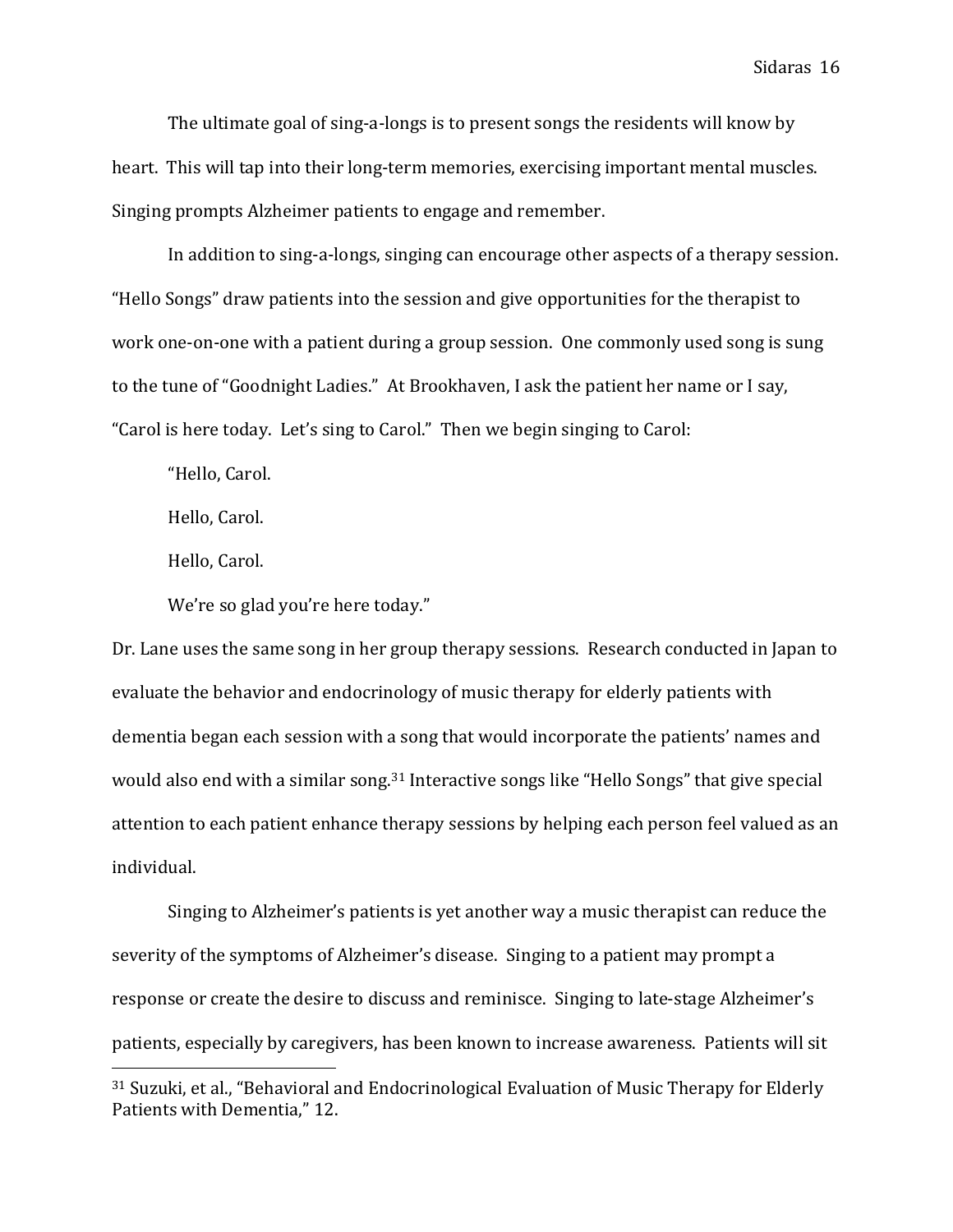The ultimate goal of sing-a-longs is to present songs the residents will know by heart. This will tap into their long-term memories, exercising important mental muscles. Singing prompts Alzheimer patients to engage and remember.

In addition to sing-a-longs, singing can encourage other aspects of a therapy session. "Hello Songs" draw patients into the session and give opportunities for the therapist to work one-on-one with a patient during a group session. One commonly used song is sung to the tune of "Goodnight Ladies." At Brookhaven, I ask the patient her name or I say, "Carol is here today. Let's sing to Carol." Then we begin singing to Carol:

"Hello, Carol.

Hello, Carol.

Hello, Carol.

We're so glad you're here today."

Dr. Lane uses the same song in her group therapy sessions. Research conducted in Japan to evaluate the behavior and endocrinology of music therapy for elderly patients with dementia began each session with a song that would incorporate the patients' names and would also end with a similar song.[31] Interactive songs like "Hello Songs" that give special attention to each patient enhance therapy sessions by helping each person feel valued as an individual.

Singing to Alzheimer's patients is yet another way a music therapist can reduce the severity of the symptoms of Alzheimer's disease. Singing to a patient may prompt a response or create the desire to discuss and reminisce. Singing to late-stage Alzheimer's patients, especially by caregivers, has been known to increase awareness. Patients will sit

---

[31] Suzuki, et al., "Behavioral and Endocrinological Evaluation of Music Therapy for Elderly Patients with Dementia," 12.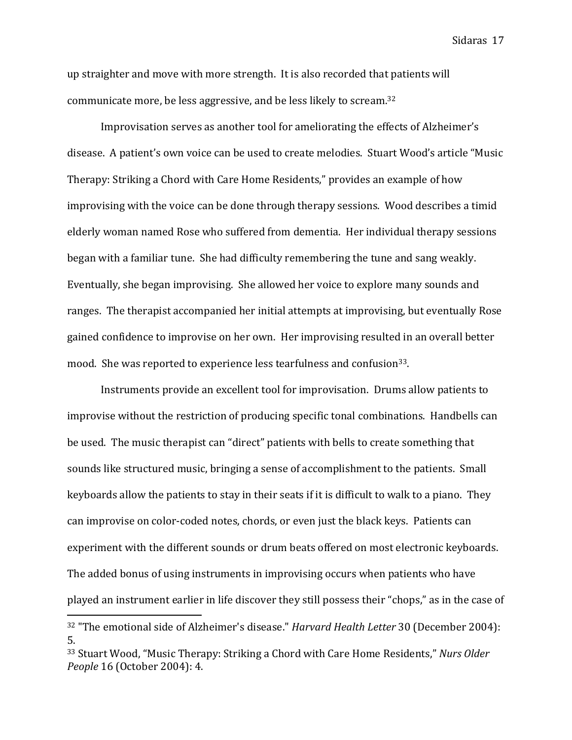up straighter and move with more strength. It is also recorded that patients will communicate more, be less aggressive, and be less likely to scream.[32]

Improvisation serves as another tool for ameliorating the effects of Alzheimer's disease. A patient's own voice can be used to create melodies. Stuart Wood's article "Music Therapy: Striking a Chord with Care Home Residents," provides an example of how improvising with the voice can be done through therapy sessions. Wood describes a timid elderly woman named Rose who suffered from dementia. Her individual therapy sessions began with a familiar tune. She had difficulty remembering the tune and sang weakly. Eventually, she began improvising. She allowed her voice to explore many sounds and ranges. The therapist accompanied her initial attempts at improvising, but eventually Rose gained confidence to improvise on her own. Her improvising resulted in an overall better mood. She was reported to experience less tearfulness and confusion[33].

Instruments provide an excellent tool for improvisation. Drums allow patients to improvise without the restriction of producing specific tonal combinations. Handbells can be used. The music therapist can "direct" patients with bells to create something that sounds like structured music, bringing a sense of accomplishment to the patients. Small keyboards allow the patients to stay in their seats if it is difficult to walk to a piano. They can improvise on color-coded notes, chords, or even just the black keys. Patients can experiment with the different sounds or drum beats offered on most electronic keyboards. The added bonus of using instruments in improvising occurs when patients who have played an instrument earlier in life discover they still possess their "chops," as in the case of

---

[32] "The emotional side of Alzheimer's disease." *Harvard Health Letter* 30 (December 2004): 5.

[33] Stuart Wood, "Music Therapy: Striking a Chord with Care Home Residents," *Nurs Older People* 16 (October 2004): 4.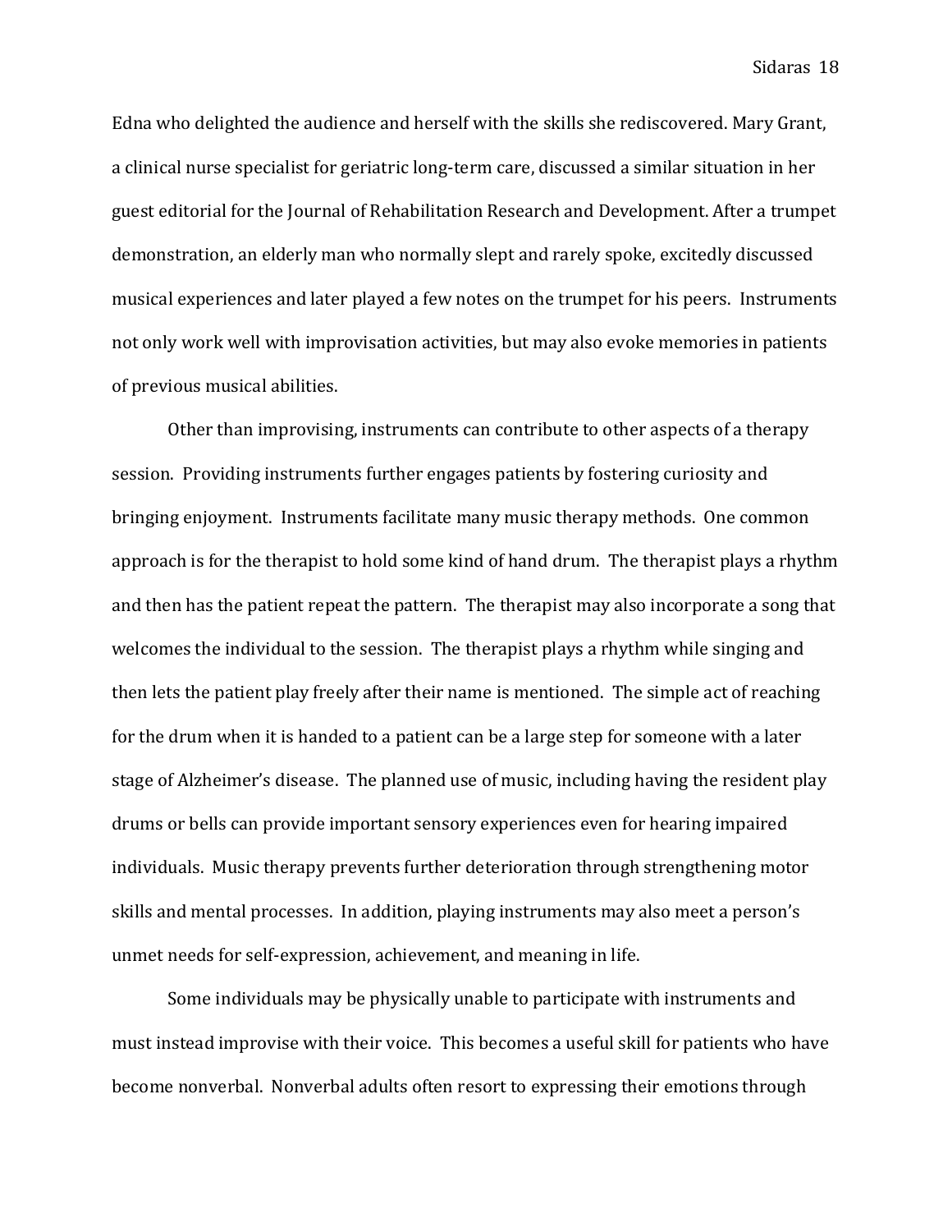Edna who delighted the audience and herself with the skills she rediscovered. Mary Grant, a clinical nurse specialist for geriatric long-term care, discussed a similar situation in her guest editorial for the Journal of Rehabilitation Research and Development. After a trumpet demonstration, an elderly man who normally slept and rarely spoke, excitedly discussed musical experiences and later played a few notes on the trumpet for his peers. Instruments not only work well with improvisation activities, but may also evoke memories in patients of previous musical abilities.

Other than improvising, instruments can contribute to other aspects of a therapy session. Providing instruments further engages patients by fostering curiosity and bringing enjoyment. Instruments facilitate many music therapy methods. One common approach is for the therapist to hold some kind of hand drum. The therapist plays a rhythm and then has the patient repeat the pattern. The therapist may also incorporate a song that welcomes the individual to the session. The therapist plays a rhythm while singing and then lets the patient play freely after their name is mentioned. The simple act of reaching for the drum when it is handed to a patient can be a large step for someone with a later stage of Alzheimer's disease. The planned use of music, including having the resident play drums or bells can provide important sensory experiences even for hearing impaired individuals. Music therapy prevents further deterioration through strengthening motor skills and mental processes. In addition, playing instruments may also meet a person's unmet needs for self-expression, achievement, and meaning in life.

Some individuals may be physically unable to participate with instruments and must instead improvise with their voice. This becomes a useful skill for patients who have become nonverbal. Nonverbal adults often resort to expressing their emotions through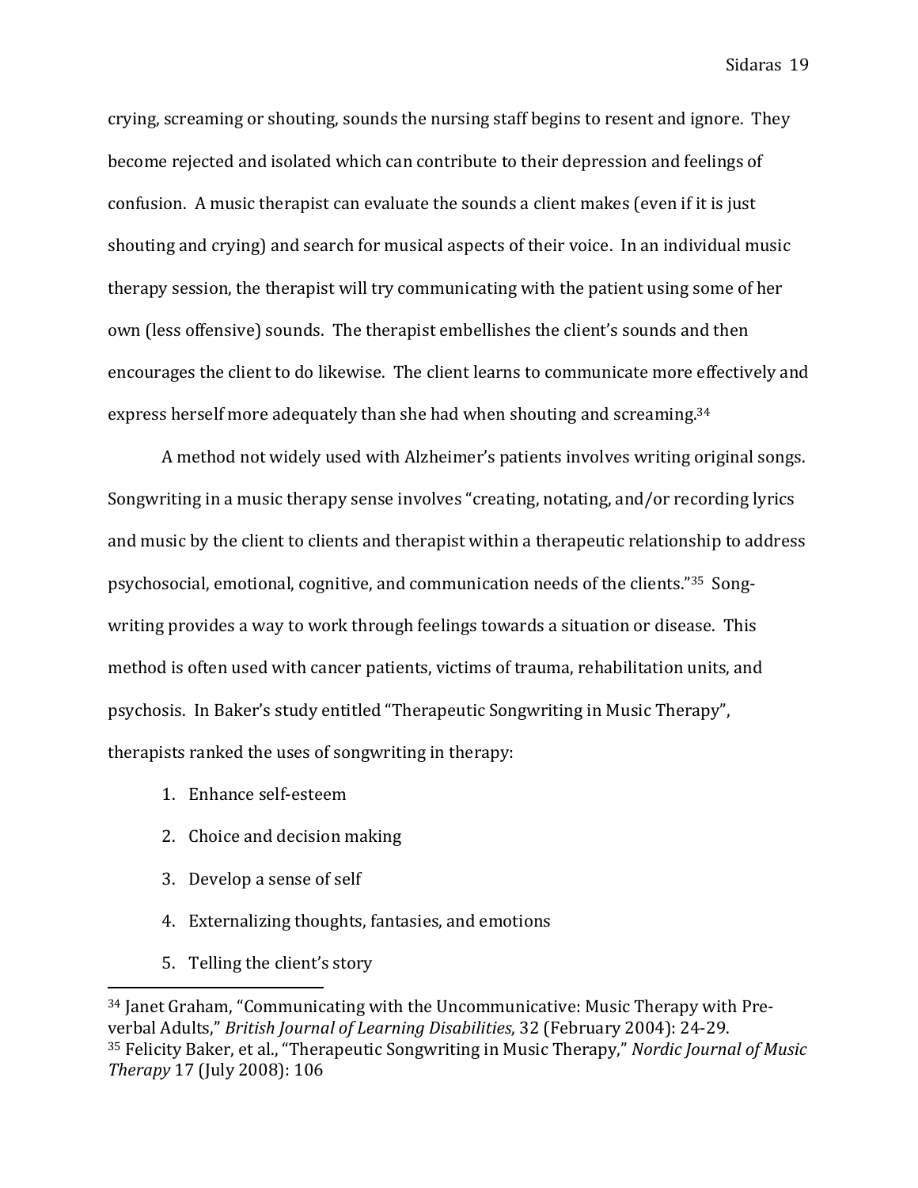crying, screaming or shouting, sounds the nursing staff begins to resent and ignore. They become rejected and isolated which can contribute to their depression and feelings of confusion. A music therapist can evaluate the sounds a client makes (even if it is just shouting and crying) and search for musical aspects of their voice. In an individual music therapy session, the therapist will try communicating with the patient using some of her own (less offensive) sounds. The therapist embellishes the client's sounds and then encourages the client to do likewise. The client learns to communicate more effectively and express herself more adequately than she had when shouting and screaming.[34]

A method not widely used with Alzheimer's patients involves writing original songs. Songwriting in a music therapy sense involves "creating, notating, and/or recording lyrics and music by the client to clients and therapist within a therapeutic relationship to address psychosocial, emotional, cognitive, and communication needs of the clients."[35] Song-writing provides a way to work through feelings towards a situation or disease. This method is often used with cancer patients, victims of trauma, rehabilitation units, and psychosis. In Baker's study entitled "Therapeutic Songwriting in Music Therapy", therapists ranked the uses of songwriting in therapy:

1. Enhance self-esteem
2. Choice and decision making
3. Develop a sense of self
4. Externalizing thoughts, fantasies, and emotions
5. Telling the client's story

---

[34] Janet Graham, "Communicating with the Uncommunicative: Music Therapy with Pre-verbal Adults," *British Journal of Learning Disabilities*, 32 (February 2004): 24-29.
[35] Felicity Baker, et al., "Therapeutic Songwriting in Music Therapy," *Nordic Journal of Music Therapy* 17 (July 2008): 106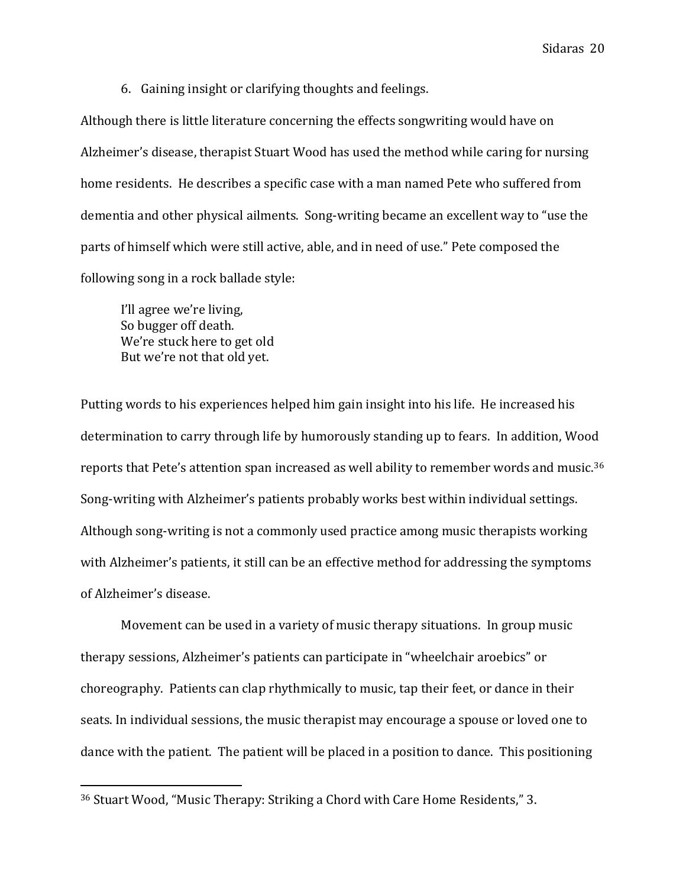6. Gaining insight or clarifying thoughts and feelings.

Although there is little literature concerning the effects songwriting would have on Alzheimer's disease, therapist Stuart Wood has used the method while caring for nursing home residents. He describes a specific case with a man named Pete who suffered from dementia and other physical ailments. Song-writing became an excellent way to "use the parts of himself which were still active, able, and in need of use." Pete composed the following song in a rock ballade style:

> I'll agree we're living,
> So bugger off death.
> We're stuck here to get old
> But we're not that old yet.

Putting words to his experiences helped him gain insight into his life. He increased his determination to carry through life by humorously standing up to fears. In addition, Wood reports that Pete's attention span increased as well ability to remember words and music.[36] Song-writing with Alzheimer's patients probably works best within individual settings. Although song-writing is not a commonly used practice among music therapists working with Alzheimer's patients, it still can be an effective method for addressing the symptoms of Alzheimer's disease.

Movement can be used in a variety of music therapy situations. In group music therapy sessions, Alzheimer's patients can participate in "wheelchair aroebics" or choreography. Patients can clap rhythmically to music, tap their feet, or dance in their seats. In individual sessions, the music therapist may encourage a spouse or loved one to dance with the patient. The patient will be placed in a position to dance. This positioning

---

[36] Stuart Wood, "Music Therapy: Striking a Chord with Care Home Residents," 3.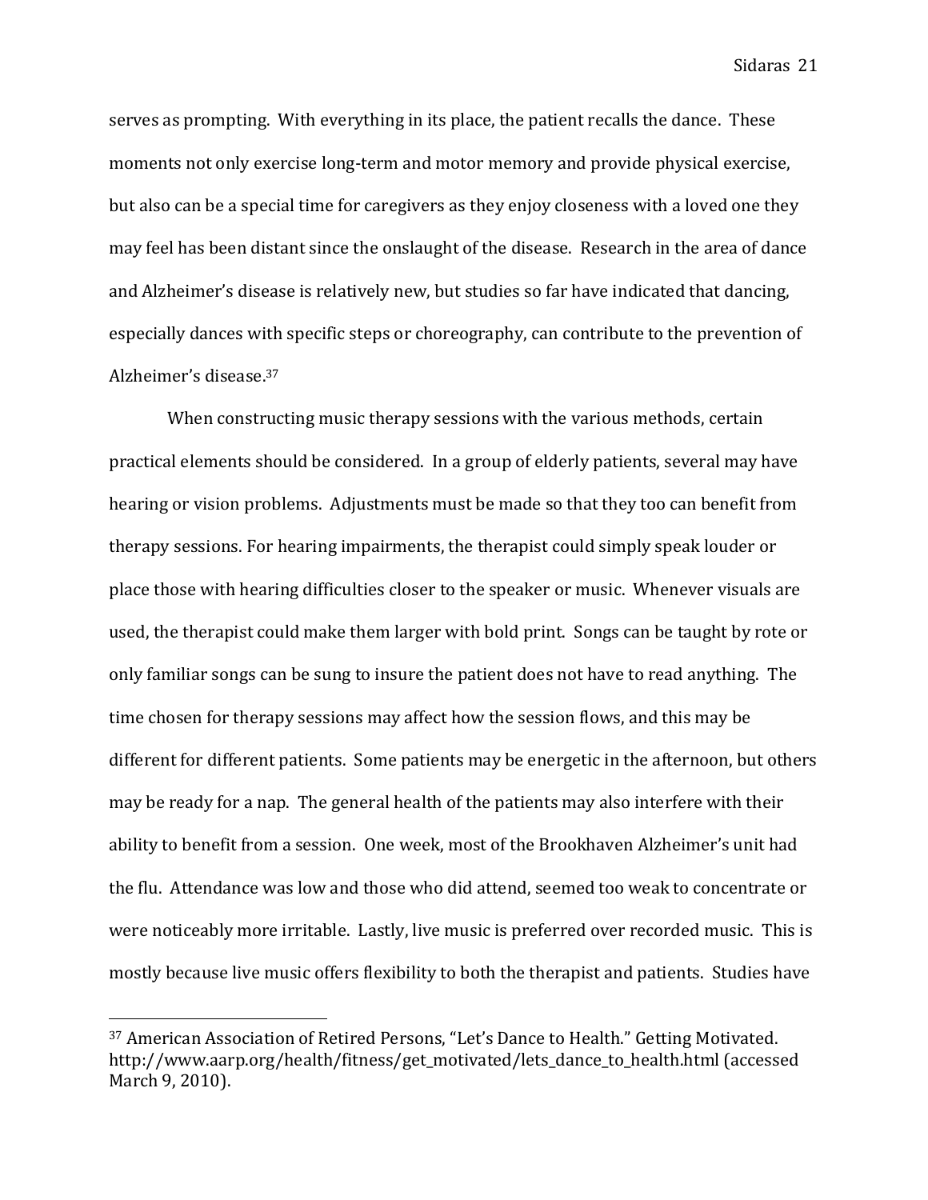serves as prompting. With everything in its place, the patient recalls the dance. These moments not only exercise long-term and motor memory and provide physical exercise, but also can be a special time for caregivers as they enjoy closeness with a loved one they may feel has been distant since the onslaught of the disease. Research in the area of dance and Alzheimer's disease is relatively new, but studies so far have indicated that dancing, especially dances with specific steps or choreography, can contribute to the prevention of Alzheimer's disease.[37]

When constructing music therapy sessions with the various methods, certain practical elements should be considered. In a group of elderly patients, several may have hearing or vision problems. Adjustments must be made so that they too can benefit from therapy sessions. For hearing impairments, the therapist could simply speak louder or place those with hearing difficulties closer to the speaker or music. Whenever visuals are used, the therapist could make them larger with bold print. Songs can be taught by rote or only familiar songs can be sung to insure the patient does not have to read anything. The time chosen for therapy sessions may affect how the session flows, and this may be different for different patients. Some patients may be energetic in the afternoon, but others may be ready for a nap. The general health of the patients may also interfere with their ability to benefit from a session. One week, most of the Brookhaven Alzheimer's unit had the flu. Attendance was low and those who did attend, seemed too weak to concentrate or were noticeably more irritable. Lastly, live music is preferred over recorded music. This is mostly because live music offers flexibility to both the therapist and patients. Studies have

---

[37] American Association of Retired Persons, "Let's Dance to Health." Getting Motivated. http://www.aarp.org/health/fitness/get_motivated/lets_dance_to_health.html (accessed March 9, 2010).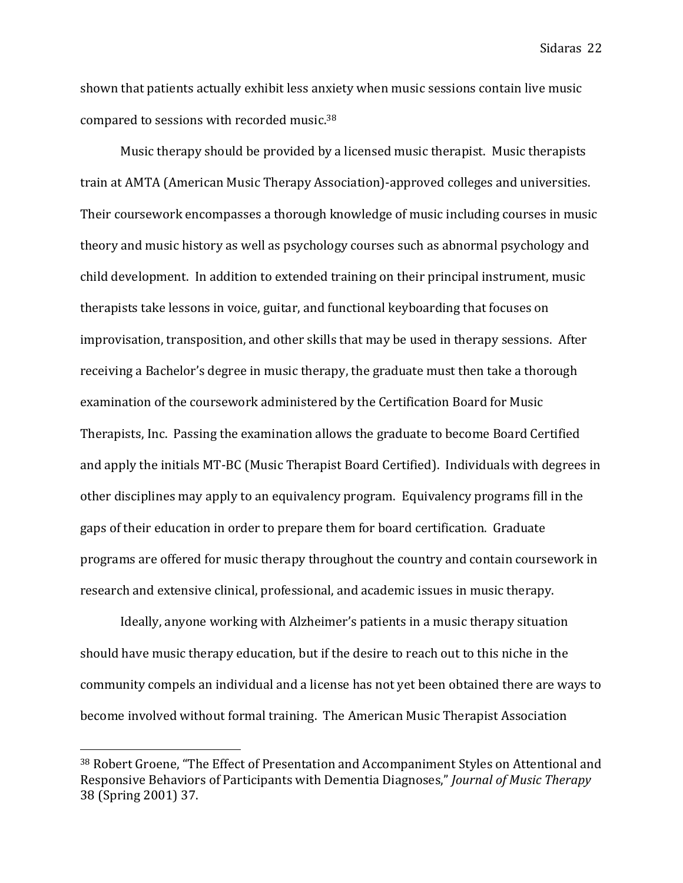shown that patients actually exhibit less anxiety when music sessions contain live music compared to sessions with recorded music.[38]

Music therapy should be provided by a licensed music therapist. Music therapists train at AMTA (American Music Therapy Association)-approved colleges and universities. Their coursework encompasses a thorough knowledge of music including courses in music theory and music history as well as psychology courses such as abnormal psychology and child development. In addition to extended training on their principal instrument, music therapists take lessons in voice, guitar, and functional keyboarding that focuses on improvisation, transposition, and other skills that may be used in therapy sessions. After receiving a Bachelor's degree in music therapy, the graduate must then take a thorough examination of the coursework administered by the Certification Board for Music Therapists, Inc. Passing the examination allows the graduate to become Board Certified and apply the initials MT-BC (Music Therapist Board Certified). Individuals with degrees in other disciplines may apply to an equivalency program. Equivalency programs fill in the gaps of their education in order to prepare them for board certification. Graduate programs are offered for music therapy throughout the country and contain coursework in research and extensive clinical, professional, and academic issues in music therapy.

Ideally, anyone working with Alzheimer's patients in a music therapy situation should have music therapy education, but if the desire to reach out to this niche in the community compels an individual and a license has not yet been obtained there are ways to become involved without formal training. The American Music Therapist Association

---

[38] Robert Groene, "The Effect of Presentation and Accompaniment Styles on Attentional and Responsive Behaviors of Participants with Dementia Diagnoses," *Journal of Music Therapy* 38 (Spring 2001) 37.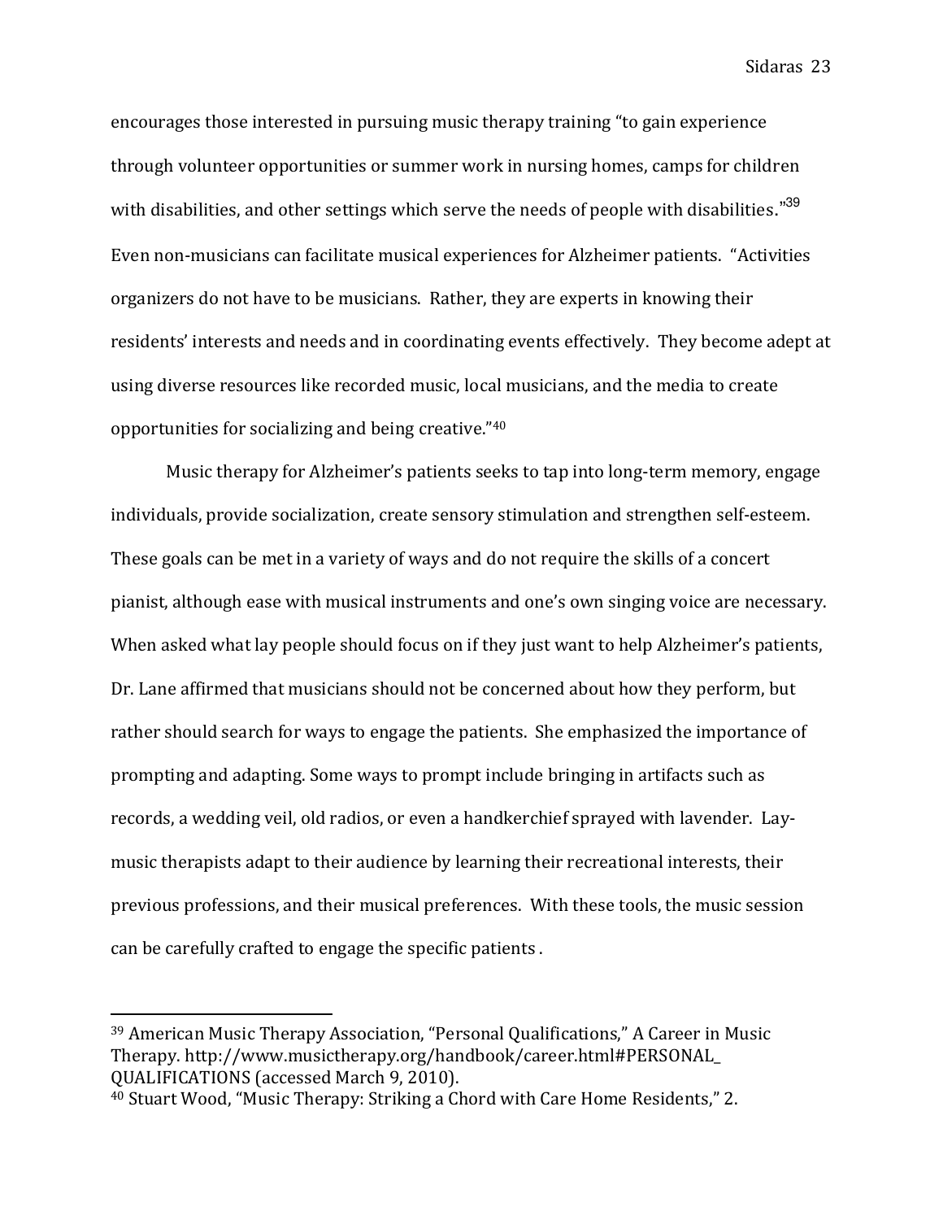encourages those interested in pursuing music therapy training "to gain experience through volunteer opportunities or summer work in nursing homes, camps for children with disabilities, and other settings which serve the needs of people with disabilities."[39] Even non-musicians can facilitate musical experiences for Alzheimer patients. "Activities organizers do not have to be musicians. Rather, they are experts in knowing their residents' interests and needs and in coordinating events effectively. They become adept at using diverse resources like recorded music, local musicians, and the media to create opportunities for socializing and being creative."[40]

Music therapy for Alzheimer's patients seeks to tap into long-term memory, engage individuals, provide socialization, create sensory stimulation and strengthen self-esteem. These goals can be met in a variety of ways and do not require the skills of a concert pianist, although ease with musical instruments and one's own singing voice are necessary. When asked what lay people should focus on if they just want to help Alzheimer's patients, Dr. Lane affirmed that musicians should not be concerned about how they perform, but rather should search for ways to engage the patients. She emphasized the importance of prompting and adapting. Some ways to prompt include bringing in artifacts such as records, a wedding veil, old radios, or even a handkerchief sprayed with lavender. Lay-music therapists adapt to their audience by learning their recreational interests, their previous professions, and their musical preferences. With these tools, the music session can be carefully crafted to engage the specific patients .

---

[39] American Music Therapy Association, "Personal Qualifications," A Career in Music Therapy. http://www.musictherapy.org/handbook/career.html#PERSONAL_QUALIFICATIONS (accessed March 9, 2010).

[40] Stuart Wood, "Music Therapy: Striking a Chord with Care Home Residents," 2.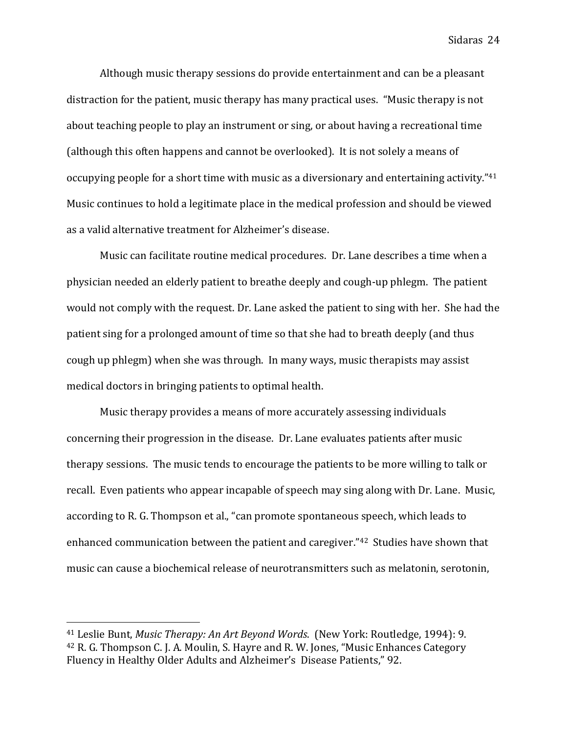Although music therapy sessions do provide entertainment and can be a pleasant distraction for the patient, music therapy has many practical uses. "Music therapy is not about teaching people to play an instrument or sing, or about having a recreational time (although this often happens and cannot be overlooked). It is not solely a means of occupying people for a short time with music as a diversionary and entertaining activity."[41] Music continues to hold a legitimate place in the medical profession and should be viewed as a valid alternative treatment for Alzheimer's disease.

Music can facilitate routine medical procedures. Dr. Lane describes a time when a physician needed an elderly patient to breathe deeply and cough-up phlegm. The patient would not comply with the request. Dr. Lane asked the patient to sing with her. She had the patient sing for a prolonged amount of time so that she had to breath deeply (and thus cough up phlegm) when she was through. In many ways, music therapists may assist medical doctors in bringing patients to optimal health.

Music therapy provides a means of more accurately assessing individuals concerning their progression in the disease. Dr. Lane evaluates patients after music therapy sessions. The music tends to encourage the patients to be more willing to talk or recall. Even patients who appear incapable of speech may sing along with Dr. Lane. Music, according to R. G. Thompson et al., "can promote spontaneous speech, which leads to enhanced communication between the patient and caregiver."[42] Studies have shown that music can cause a biochemical release of neurotransmitters such as melatonin, serotonin,

---

[41] Leslie Bunt, *Music Therapy: An Art Beyond Words*. (New York: Routledge, 1994): 9.
[42] R. G. Thompson C. J. A. Moulin, S. Hayre and R. W. Jones, "Music Enhances Category Fluency in Healthy Older Adults and Alzheimer's Disease Patients," 92.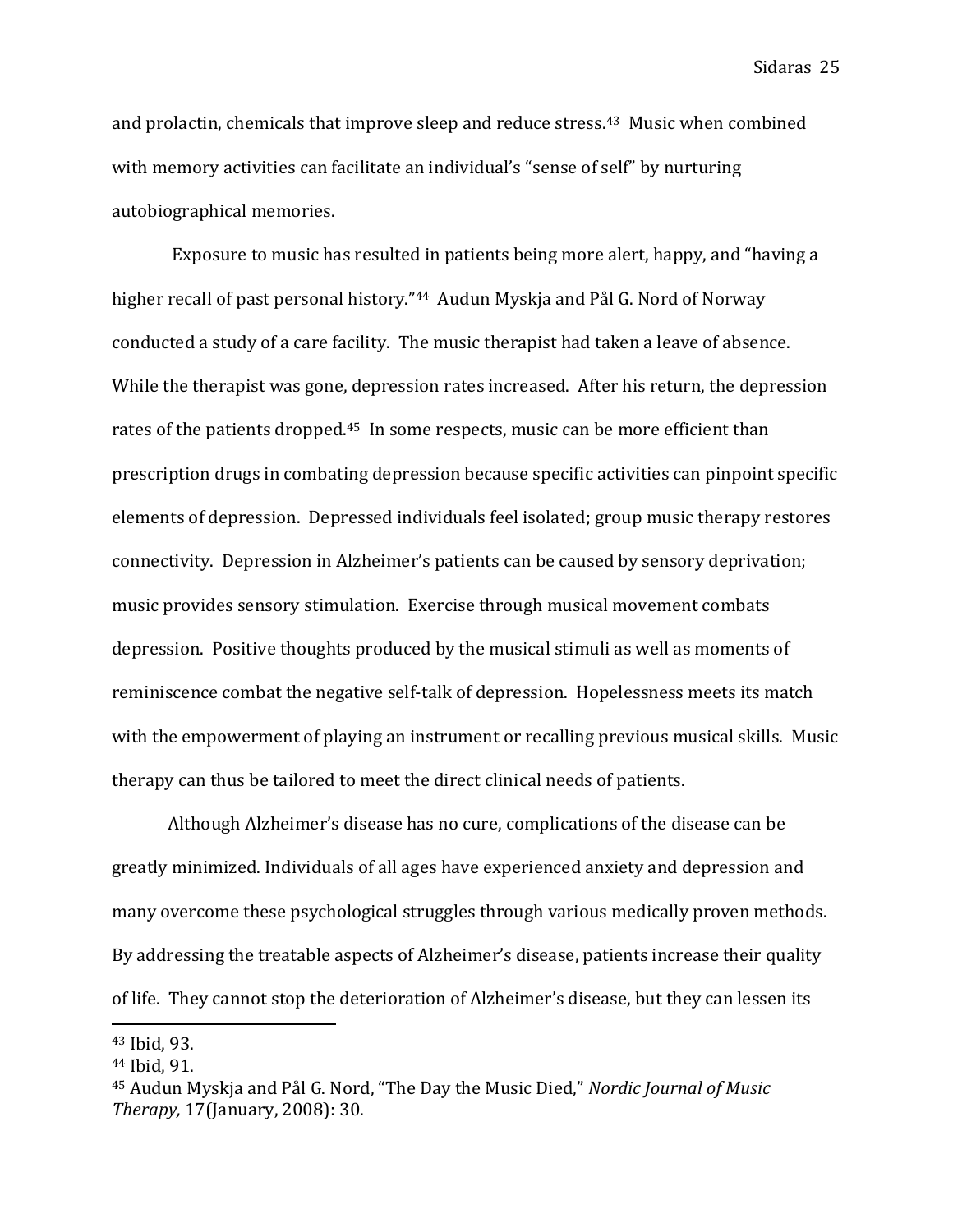and prolactin, chemicals that improve sleep and reduce stress.[43] Music when combined with memory activities can facilitate an individual's "sense of self" by nurturing autobiographical memories.

Exposure to music has resulted in patients being more alert, happy, and "having a higher recall of past personal history."[44] Audun Myskja and Pål G. Nord of Norway conducted a study of a care facility. The music therapist had taken a leave of absence. While the therapist was gone, depression rates increased. After his return, the depression rates of the patients dropped.[45] In some respects, music can be more efficient than prescription drugs in combating depression because specific activities can pinpoint specific elements of depression. Depressed individuals feel isolated; group music therapy restores connectivity. Depression in Alzheimer's patients can be caused by sensory deprivation; music provides sensory stimulation. Exercise through musical movement combats depression. Positive thoughts produced by the musical stimuli as well as moments of reminiscence combat the negative self-talk of depression. Hopelessness meets its match with the empowerment of playing an instrument or recalling previous musical skills. Music therapy can thus be tailored to meet the direct clinical needs of patients.

Although Alzheimer's disease has no cure, complications of the disease can be greatly minimized. Individuals of all ages have experienced anxiety and depression and many overcome these psychological struggles through various medically proven methods. By addressing the treatable aspects of Alzheimer's disease, patients increase their quality of life. They cannot stop the deterioration of Alzheimer's disease, but they can lessen its

---

[43] Ibid, 93.

[44] Ibid, 91.

[45] Audun Myskja and Pål G. Nord, "The Day the Music Died," *Nordic Journal of Music Therapy,* 17(January, 2008): 30.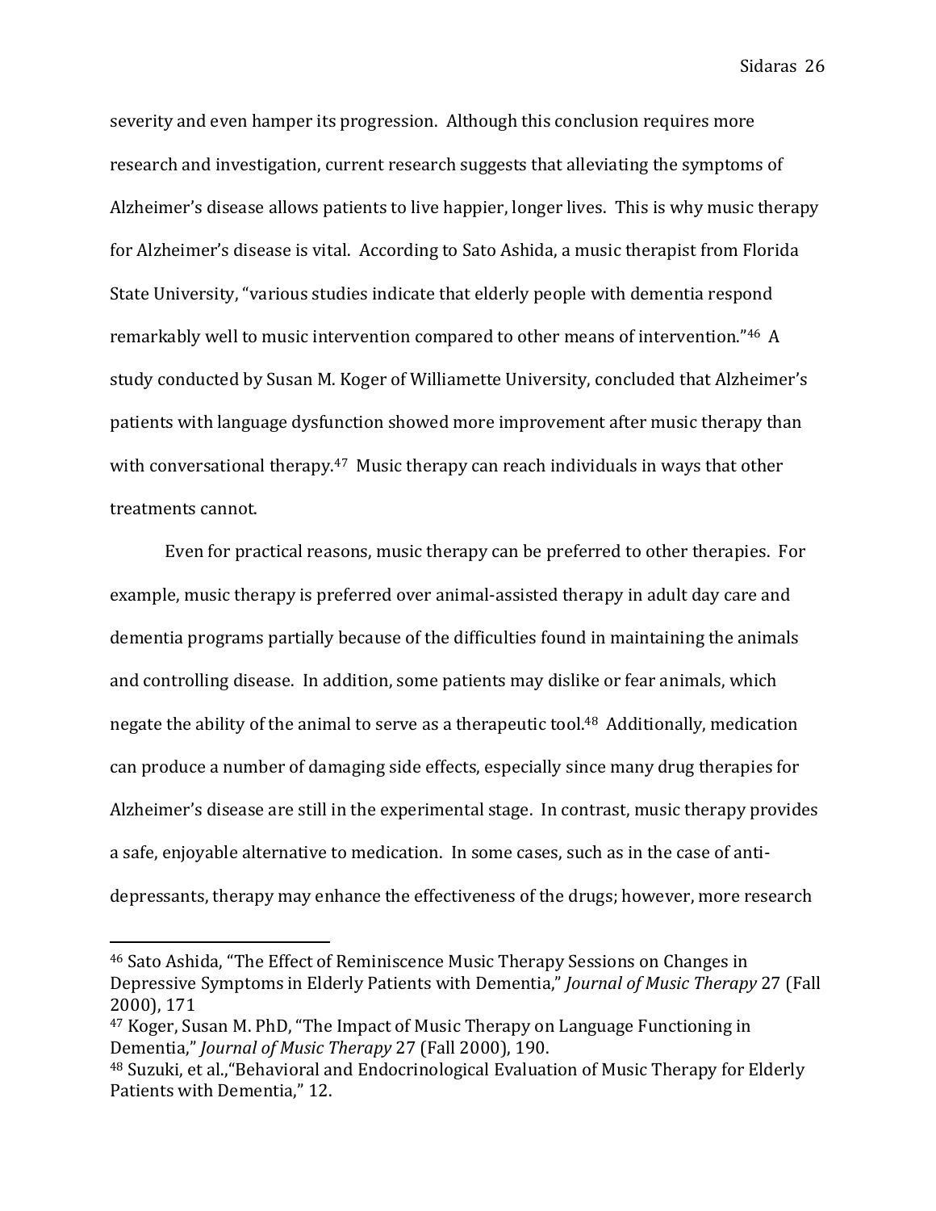severity and even hamper its progression. Although this conclusion requires more research and investigation, current research suggests that alleviating the symptoms of Alzheimer's disease allows patients to live happier, longer lives. This is why music therapy for Alzheimer's disease is vital. According to Sato Ashida, a music therapist from Florida State University, "various studies indicate that elderly people with dementia respond remarkably well to music intervention compared to other means of intervention."[46] A study conducted by Susan M. Koger of Williamette University, concluded that Alzheimer's patients with language dysfunction showed more improvement after music therapy than with conversational therapy.[47] Music therapy can reach individuals in ways that other treatments cannot.

Even for practical reasons, music therapy can be preferred to other therapies. For example, music therapy is preferred over animal-assisted therapy in adult day care and dementia programs partially because of the difficulties found in maintaining the animals and controlling disease. In addition, some patients may dislike or fear animals, which negate the ability of the animal to serve as a therapeutic tool.[48] Additionally, medication can produce a number of damaging side effects, especially since many drug therapies for Alzheimer's disease are still in the experimental stage. In contrast, music therapy provides a safe, enjoyable alternative to medication. In some cases, such as in the case of anti-depressants, therapy may enhance the effectiveness of the drugs; however, more research

---

[46] Sato Ashida, "The Effect of Reminiscence Music Therapy Sessions on Changes in Depressive Symptoms in Elderly Patients with Dementia," *Journal of Music Therapy* 27 (Fall 2000), 171

[47] Koger, Susan M. PhD, "The Impact of Music Therapy on Language Functioning in Dementia," *Journal of Music Therapy* 27 (Fall 2000), 190.

[48] Suzuki, et al.,"Behavioral and Endocrinological Evaluation of Music Therapy for Elderly Patients with Dementia," 12.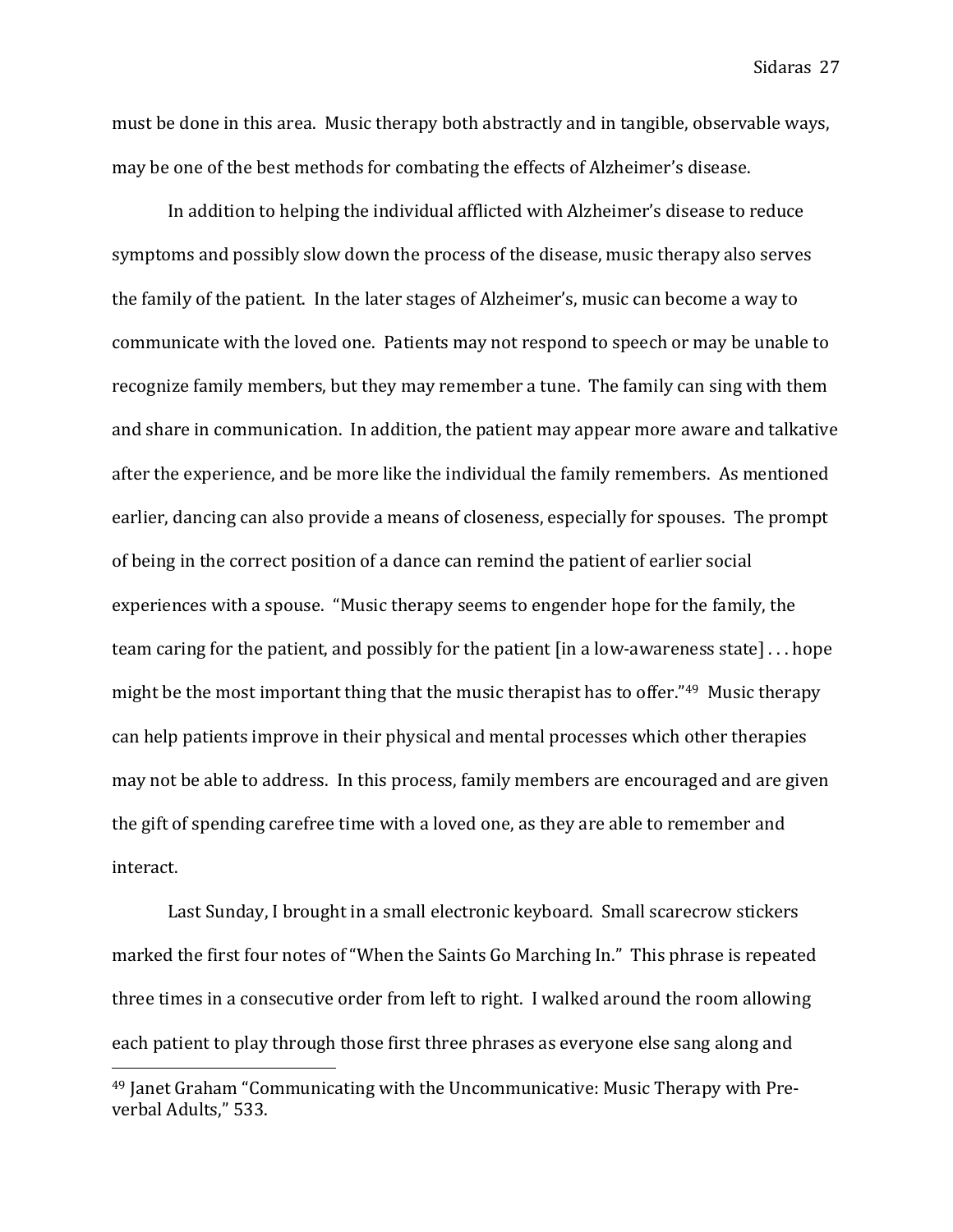must be done in this area. Music therapy both abstractly and in tangible, observable ways, may be one of the best methods for combating the effects of Alzheimer's disease.

In addition to helping the individual afflicted with Alzheimer's disease to reduce symptoms and possibly slow down the process of the disease, music therapy also serves the family of the patient. In the later stages of Alzheimer's, music can become a way to communicate with the loved one. Patients may not respond to speech or may be unable to recognize family members, but they may remember a tune. The family can sing with them and share in communication. In addition, the patient may appear more aware and talkative after the experience, and be more like the individual the family remembers. As mentioned earlier, dancing can also provide a means of closeness, especially for spouses. The prompt of being in the correct position of a dance can remind the patient of earlier social experiences with a spouse. "Music therapy seems to engender hope for the family, the team caring for the patient, and possibly for the patient [in a low-awareness state] . . . hope might be the most important thing that the music therapist has to offer."[49] Music therapy can help patients improve in their physical and mental processes which other therapies may not be able to address. In this process, family members are encouraged and are given the gift of spending carefree time with a loved one, as they are able to remember and interact.

Last Sunday, I brought in a small electronic keyboard. Small scarecrow stickers marked the first four notes of "When the Saints Go Marching In." This phrase is repeated three times in a consecutive order from left to right. I walked around the room allowing each patient to play through those first three phrases as everyone else sang along and

---

[49] Janet Graham "Communicating with the Uncommunicative: Music Therapy with Pre-verbal Adults," 533.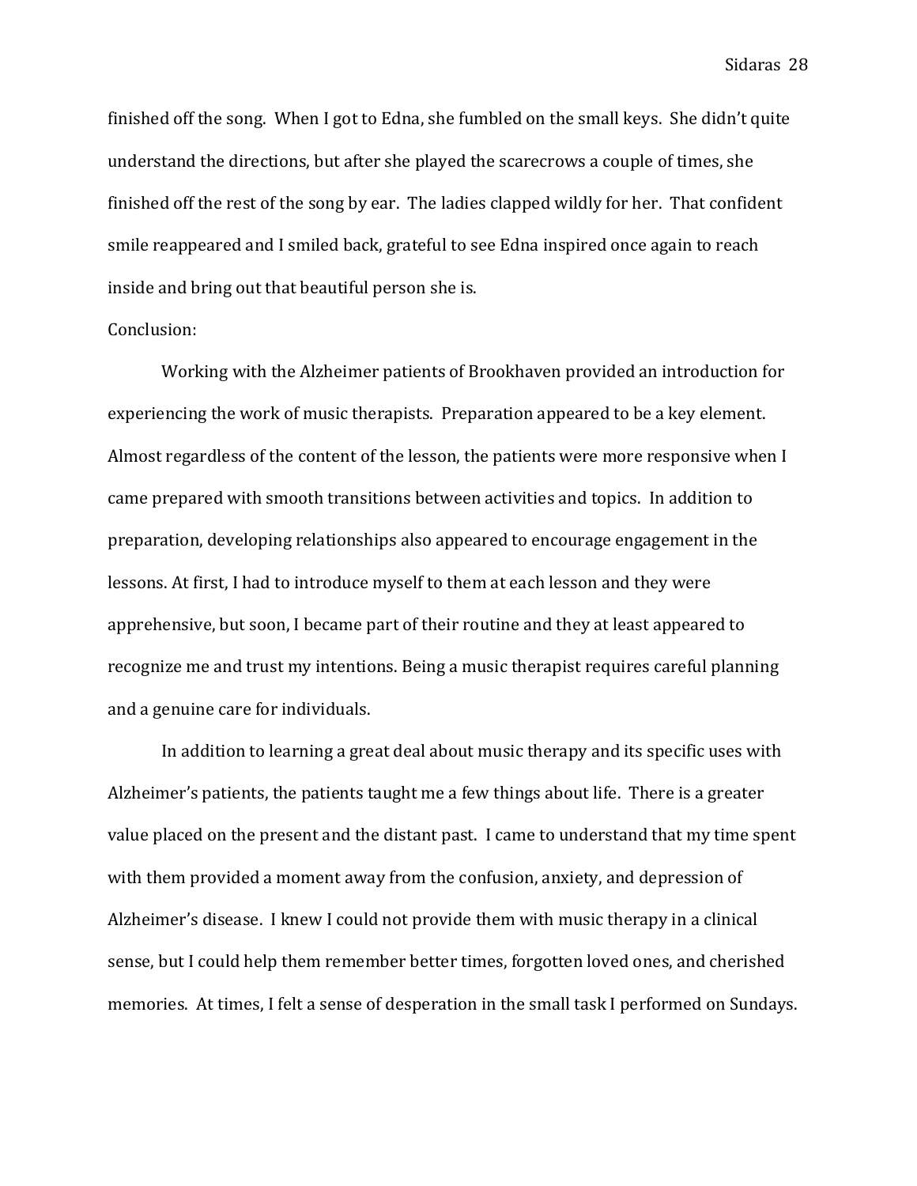finished off the song. When I got to Edna, she fumbled on the small keys. She didn't quite understand the directions, but after she played the scarecrows a couple of times, she finished off the rest of the song by ear. The ladies clapped wildly for her. That confident smile reappeared and I smiled back, grateful to see Edna inspired once again to reach inside and bring out that beautiful person she is.

Conclusion:

Working with the Alzheimer patients of Brookhaven provided an introduction for experiencing the work of music therapists. Preparation appeared to be a key element. Almost regardless of the content of the lesson, the patients were more responsive when I came prepared with smooth transitions between activities and topics. In addition to preparation, developing relationships also appeared to encourage engagement in the lessons. At first, I had to introduce myself to them at each lesson and they were apprehensive, but soon, I became part of their routine and they at least appeared to recognize me and trust my intentions. Being a music therapist requires careful planning and a genuine care for individuals.

In addition to learning a great deal about music therapy and its specific uses with Alzheimer's patients, the patients taught me a few things about life. There is a greater value placed on the present and the distant past. I came to understand that my time spent with them provided a moment away from the confusion, anxiety, and depression of Alzheimer's disease. I knew I could not provide them with music therapy in a clinical sense, but I could help them remember better times, forgotten loved ones, and cherished memories. At times, I felt a sense of desperation in the small task I performed on Sundays.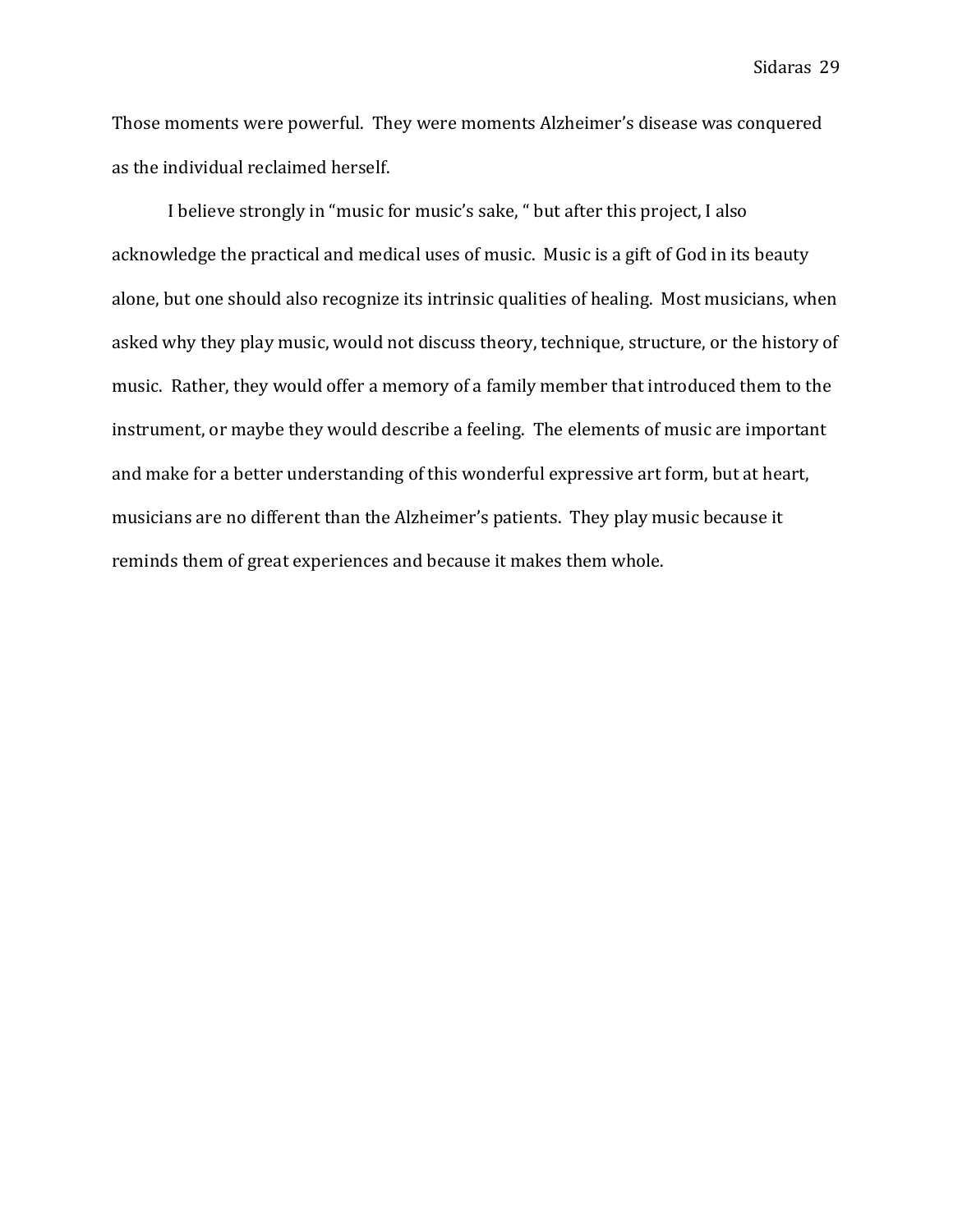Those moments were powerful. They were moments Alzheimer's disease was conquered as the individual reclaimed herself.

I believe strongly in "music for music's sake, " but after this project, I also acknowledge the practical and medical uses of music. Music is a gift of God in its beauty alone, but one should also recognize its intrinsic qualities of healing. Most musicians, when asked why they play music, would not discuss theory, technique, structure, or the history of music. Rather, they would offer a memory of a family member that introduced them to the instrument, or maybe they would describe a feeling. The elements of music are important and make for a better understanding of this wonderful expressive art form, but at heart, musicians are no different than the Alzheimer's patients. They play music because it reminds them of great experiences and because it makes them whole.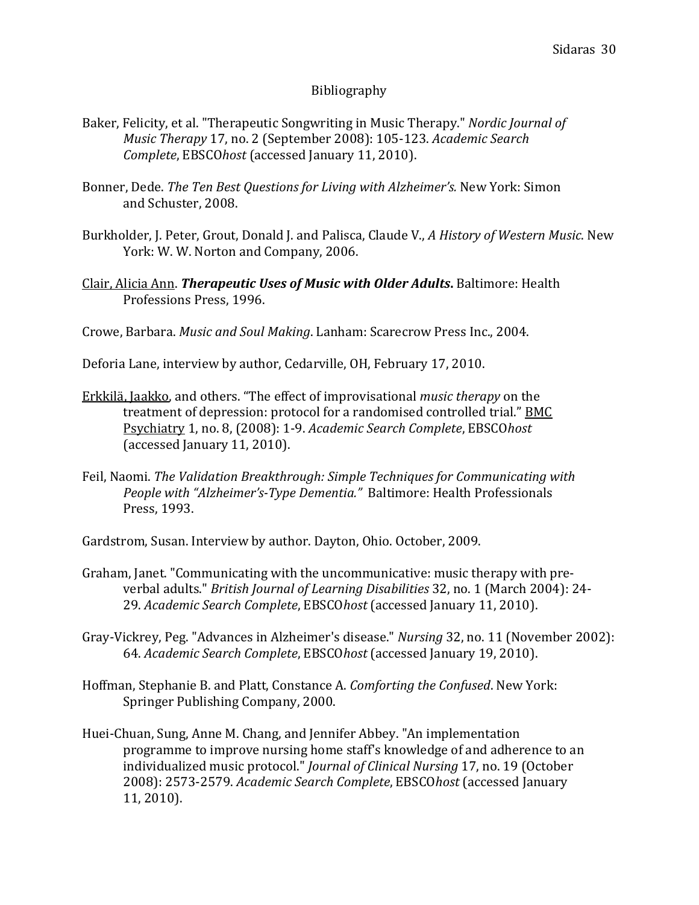# Bibliography

Baker, Felicity, et al. "Therapeutic Songwriting in Music Therapy." *Nordic Journal of Music Therapy* 17, no. 2 (September 2008): 105-123. *Academic Search Complete*, EBSCO*host* (accessed January 11, 2010).

Bonner, Dede. *The Ten Best Questions for Living with Alzheimer's.* New York: Simon and Schuster, 2008.

Burkholder, J. Peter, Grout, Donald J. and Palisca, Claude V., *A History of Western Music.* New York: W. W. Norton and Company, 2006.

Clair, Alicia Ann. ***Therapeutic Uses of Music with Older Adults*.** Baltimore: Health Professions Press, 1996.

Crowe, Barbara. *Music and Soul Making*. Lanham: Scarecrow Press Inc., 2004.

Deforia Lane, interview by author, Cedarville, OH, February 17, 2010.

Erkkilä, Jaakko, and others. "The effect of improvisational *music therapy* on the treatment of depression: protocol for a randomised controlled trial." BMC Psychiatry 1, no. 8, (2008): 1-9. *Academic Search Complete*, EBSCO*host* (accessed January 11, 2010).

Feil, Naomi. *The Validation Breakthrough: Simple Techniques for Communicating with People with "Alzheimer's-Type Dementia."* Baltimore: Health Professionals Press, 1993.

Gardstrom, Susan. Interview by author. Dayton, Ohio. October, 2009.

Graham, Janet. "Communicating with the uncommunicative: music therapy with pre-verbal adults." *British Journal of Learning Disabilities* 32, no. 1 (March 2004): 24-29. *Academic Search Complete*, EBSCO*host* (accessed January 11, 2010).

Gray-Vickrey, Peg. "Advances in Alzheimer's disease." *Nursing* 32, no. 11 (November 2002): 64. *Academic Search Complete*, EBSCO*host* (accessed January 19, 2010).

Hoffman, Stephanie B. and Platt, Constance A. *Comforting the Confused*. New York: Springer Publishing Company, 2000.

Huei-Chuan, Sung, Anne M. Chang, and Jennifer Abbey. "An implementation programme to improve nursing home staff's knowledge of and adherence to an individualized music protocol." *Journal of Clinical Nursing* 17, no. 19 (October 2008): 2573-2579. *Academic Search Complete*, EBSCO*host* (accessed January 11, 2010).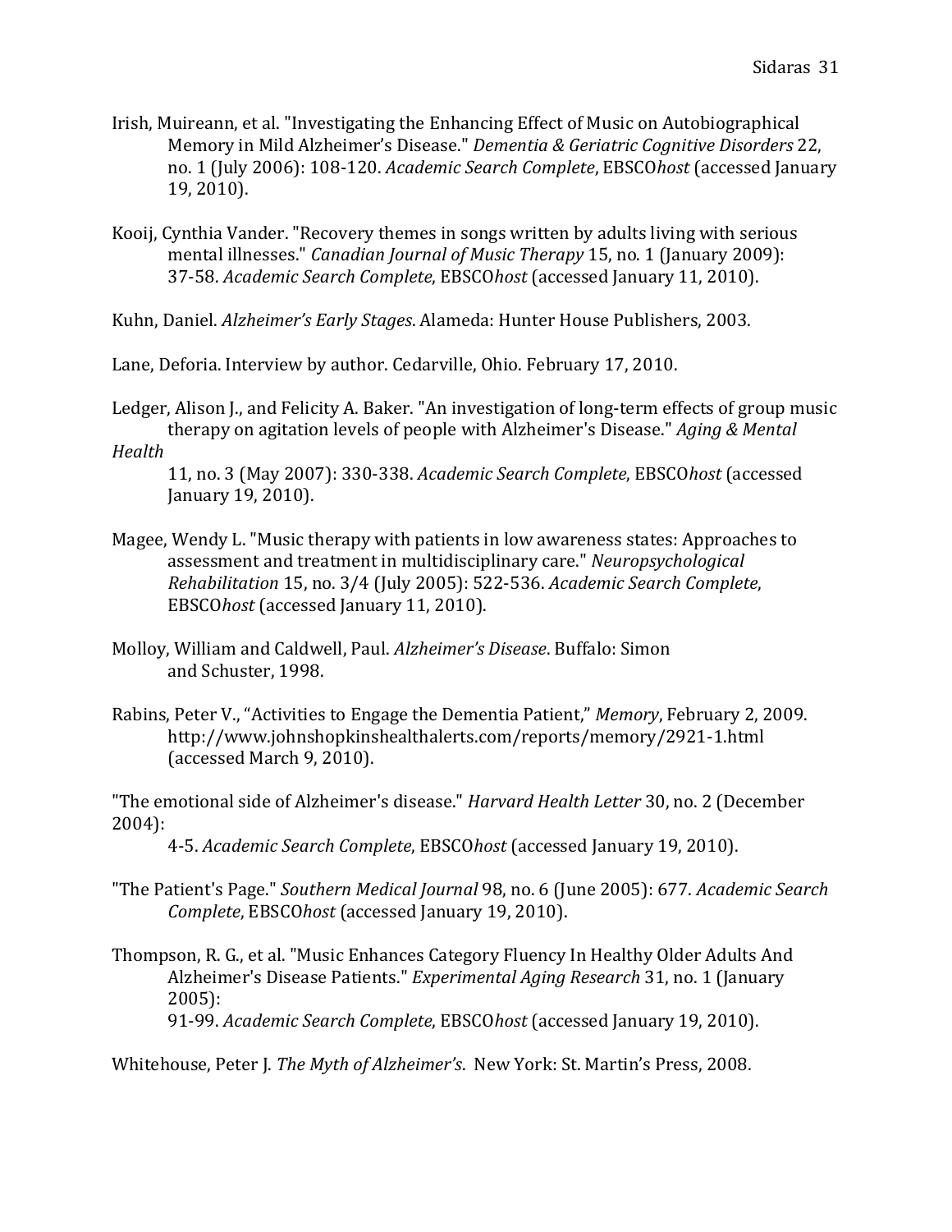Irish, Muireann, et al. "Investigating the Enhancing Effect of Music on Autobiographical Memory in Mild Alzheimer's Disease." *Dementia & Geriatric Cognitive Disorders* 22, no. 1 (July 2006): 108-120. *Academic Search Complete*, EBSCO*host* (accessed January 19, 2010).

Kooij, Cynthia Vander. "Recovery themes in songs written by adults living with serious mental illnesses." *Canadian Journal of Music Therapy* 15, no. 1 (January 2009): 37-58. *Academic Search Complete*, EBSCO*host* (accessed January 11, 2010).

Kuhn, Daniel. *Alzheimer's Early Stages*. Alameda: Hunter House Publishers, 2003.

Lane, Deforia. Interview by author. Cedarville, Ohio. February 17, 2010.

Ledger, Alison J., and Felicity A. Baker. "An investigation of long-term effects of group music therapy on agitation levels of people with Alzheimer's Disease." *Aging & Mental Health* 11, no. 3 (May 2007): 330-338. *Academic Search Complete*, EBSCO*host* (accessed January 19, 2010).

Magee, Wendy L. "Music therapy with patients in low awareness states: Approaches to assessment and treatment in multidisciplinary care." *Neuropsychological Rehabilitation* 15, no. 3/4 (July 2005): 522-536. *Academic Search Complete*, EBSCO*host* (accessed January 11, 2010).

Molloy, William and Caldwell, Paul. *Alzheimer's Disease*. Buffalo: Simon and Schuster, 1998.

Rabins, Peter V., "Activities to Engage the Dementia Patient," *Memory*, February 2, 2009. http://www.johnshopkinshealthalerts.com/reports/memory/2921-1.html (accessed March 9, 2010).

"The emotional side of Alzheimer's disease." *Harvard Health Letter* 30, no. 2 (December 2004): 4-5. *Academic Search Complete*, EBSCO*host* (accessed January 19, 2010).

"The Patient's Page." *Southern Medical Journal* 98, no. 6 (June 2005): 677. *Academic Search Complete*, EBSCO*host* (accessed January 19, 2010).

Thompson, R. G., et al. "Music Enhances Category Fluency In Healthy Older Adults And Alzheimer's Disease Patients." *Experimental Aging Research* 31, no. 1 (January 2005): 91-99. *Academic Search Complete*, EBSCO*host* (accessed January 19, 2010).

Whitehouse, Peter J. *The Myth of Alzheimer's*. New York: St. Martin's Press, 2008.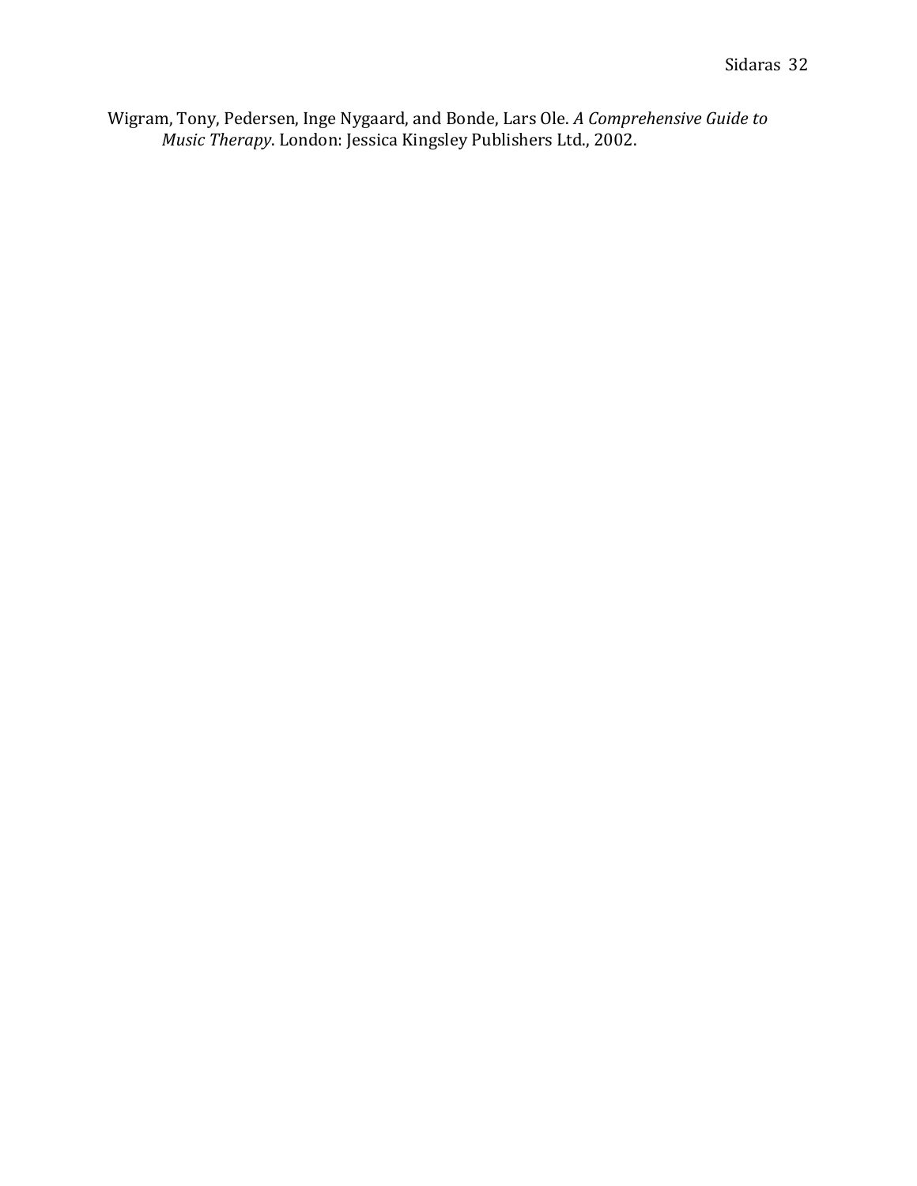Wigram, Tony, Pedersen, Inge Nygaard, and Bonde, Lars Ole. *A Comprehensive Guide to Music Therapy*. London: Jessica Kingsley Publishers Ltd., 2002.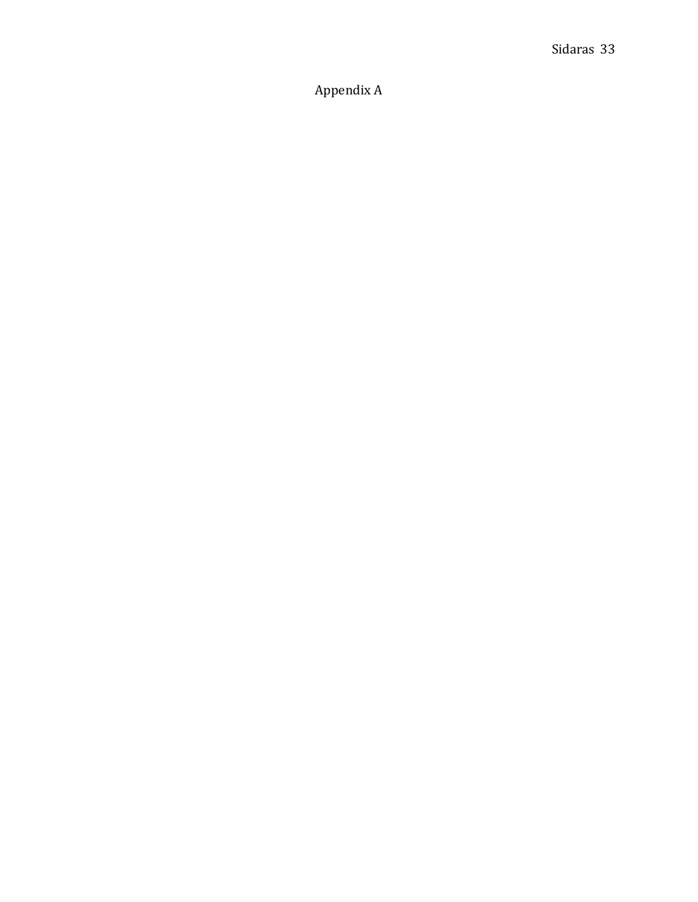# Appendix A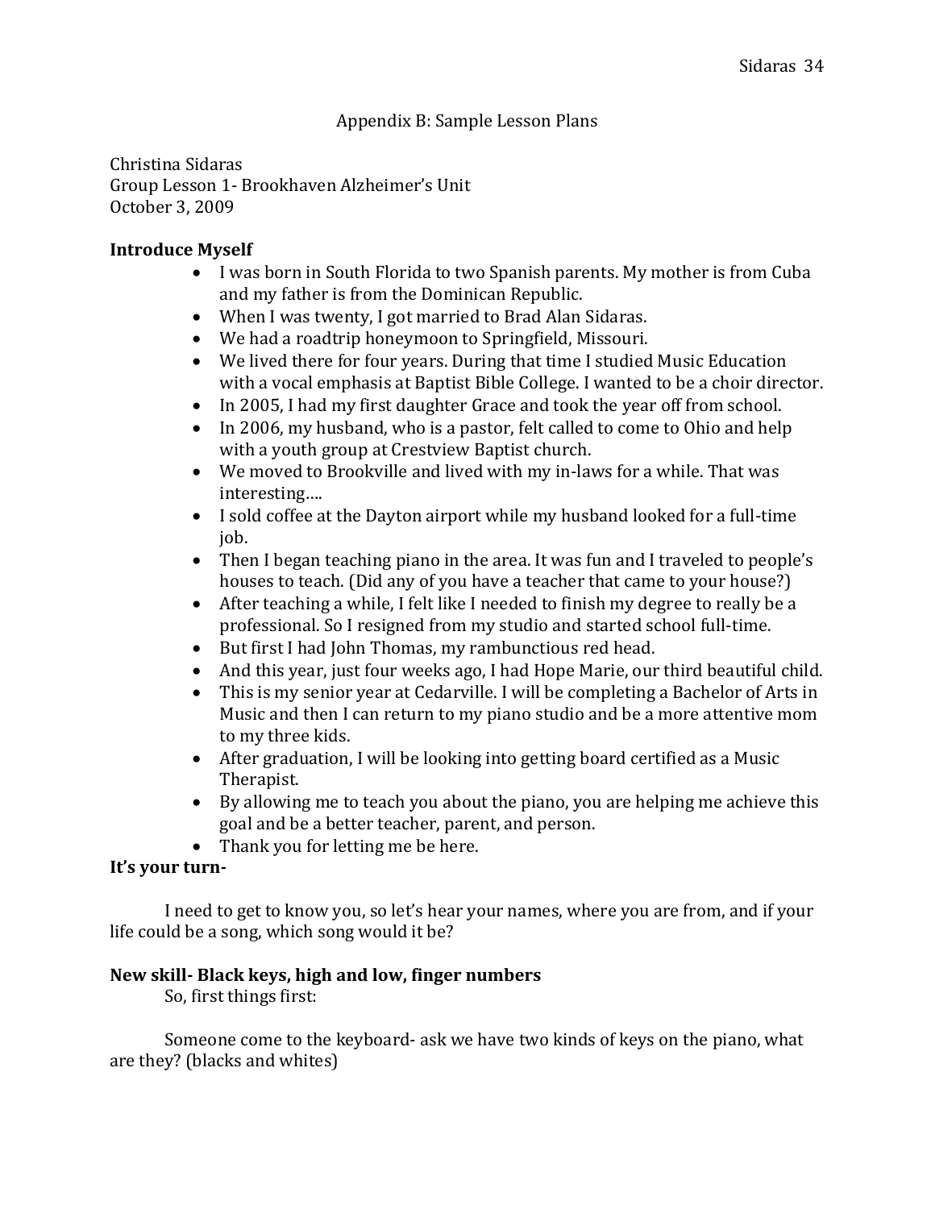Appendix B: Sample Lesson Plans

Christina Sidaras
Group Lesson 1- Brookhaven Alzheimer's Unit
October 3, 2009

**Introduce Myself**

- I was born in South Florida to two Spanish parents. My mother is from Cuba and my father is from the Dominican Republic.
- When I was twenty, I got married to Brad Alan Sidaras.
- We had a roadtrip honeymoon to Springfield, Missouri.
- We lived there for four years. During that time I studied Music Education with a vocal emphasis at Baptist Bible College. I wanted to be a choir director.
- In 2005, I had my first daughter Grace and took the year off from school.
- In 2006, my husband, who is a pastor, felt called to come to Ohio and help with a youth group at Crestview Baptist church.
- We moved to Brookville and lived with my in-laws for a while. That was interesting….
- I sold coffee at the Dayton airport while my husband looked for a full-time job.
- Then I began teaching piano in the area. It was fun and I traveled to people's houses to teach. (Did any of you have a teacher that came to your house?)
- After teaching a while, I felt like I needed to finish my degree to really be a professional. So I resigned from my studio and started school full-time.
- But first I had John Thomas, my rambunctious red head.
- And this year, just four weeks ago, I had Hope Marie, our third beautiful child.
- This is my senior year at Cedarville. I will be completing a Bachelor of Arts in Music and then I can return to my piano studio and be a more attentive mom to my three kids.
- After graduation, I will be looking into getting board certified as a Music Therapist.
- By allowing me to teach you about the piano, you are helping me achieve this goal and be a better teacher, parent, and person.
- Thank you for letting me be here.

**It's your turn-**

I need to get to know you, so let's hear your names, where you are from, and if your life could be a song, which song would it be?

**New skill- Black keys, high and low, finger numbers**

So, first things first:

Someone come to the keyboard- ask we have two kinds of keys on the piano, what are they? (blacks and whites)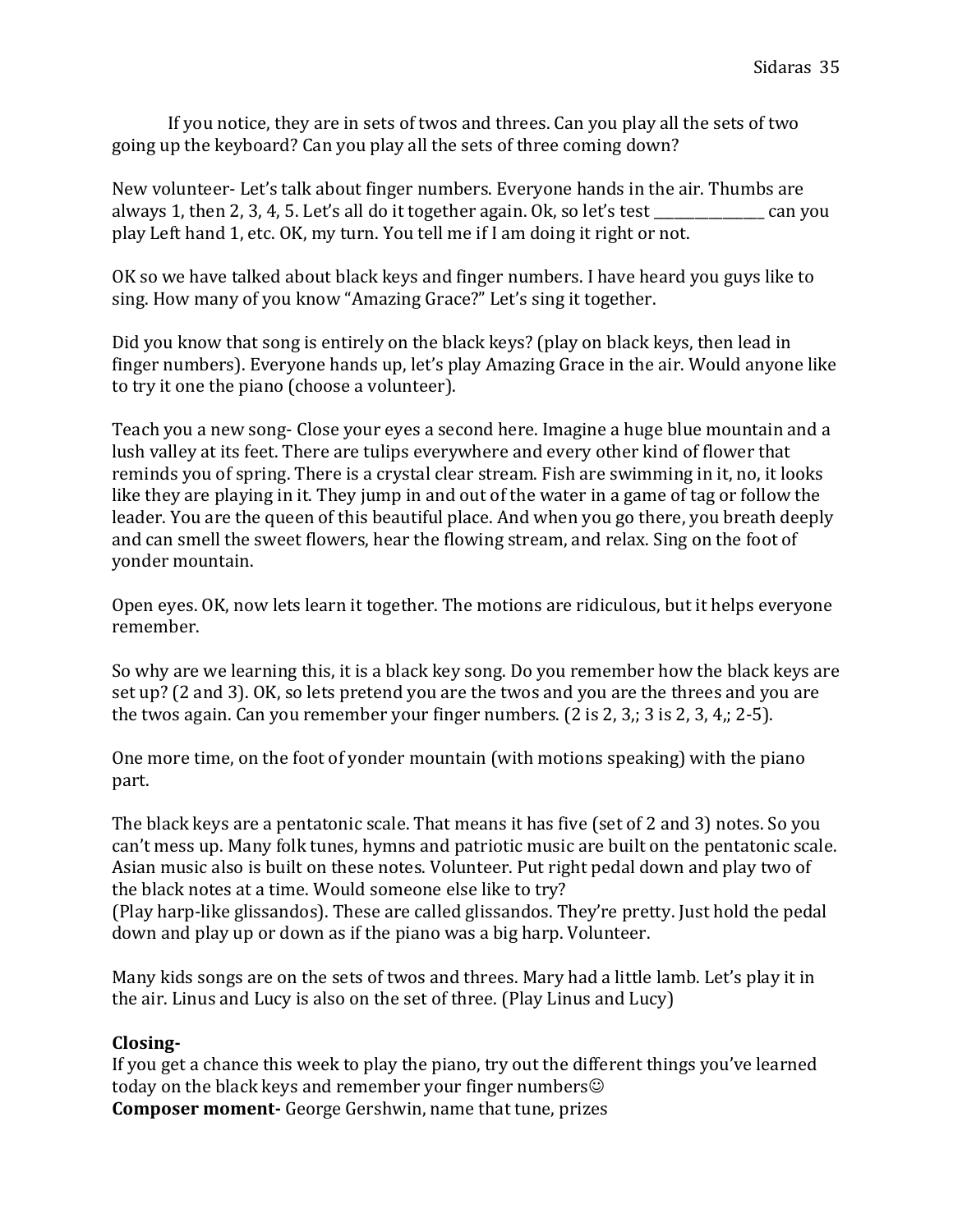If you notice, they are in sets of twos and threes. Can you play all the sets of two going up the keyboard? Can you play all the sets of three coming down?

New volunteer- Let's talk about finger numbers. Everyone hands in the air. Thumbs are always 1, then 2, 3, 4, 5. Let's all do it together again. Ok, so let's test _______________ can you play Left hand 1, etc. OK, my turn. You tell me if I am doing it right or not.

OK so we have talked about black keys and finger numbers. I have heard you guys like to sing. How many of you know "Amazing Grace?" Let's sing it together.

Did you know that song is entirely on the black keys? (play on black keys, then lead in finger numbers). Everyone hands up, let's play Amazing Grace in the air. Would anyone like to try it one the piano (choose a volunteer).

Teach you a new song- Close your eyes a second here. Imagine a huge blue mountain and a lush valley at its feet. There are tulips everywhere and every other kind of flower that reminds you of spring. There is a crystal clear stream. Fish are swimming in it, no, it looks like they are playing in it. They jump in and out of the water in a game of tag or follow the leader. You are the queen of this beautiful place. And when you go there, you breath deeply and can smell the sweet flowers, hear the flowing stream, and relax. Sing on the foot of yonder mountain.

Open eyes. OK, now lets learn it together. The motions are ridiculous, but it helps everyone remember.

So why are we learning this, it is a black key song. Do you remember how the black keys are set up? (2 and 3). OK, so lets pretend you are the twos and you are the threes and you are the twos again. Can you remember your finger numbers. (2 is 2, 3,; 3 is 2, 3, 4,; 2-5).

One more time, on the foot of yonder mountain (with motions speaking) with the piano part.

The black keys are a pentatonic scale. That means it has five (set of 2 and 3) notes. So you can't mess up. Many folk tunes, hymns and patriotic music are built on the pentatonic scale. Asian music also is built on these notes. Volunteer. Put right pedal down and play two of the black notes at a time. Would someone else like to try?
(Play harp-like glissandos). These are called glissandos. They're pretty. Just hold the pedal down and play up or down as if the piano was a big harp. Volunteer.

Many kids songs are on the sets of twos and threes. Mary had a little lamb. Let's play it in the air. Linus and Lucy is also on the set of three. (Play Linus and Lucy)

**Closing-**
If you get a chance this week to play the piano, try out the different things you've learned today on the black keys and remember your finger numbers☺
**Composer moment-** George Gershwin, name that tune, prizes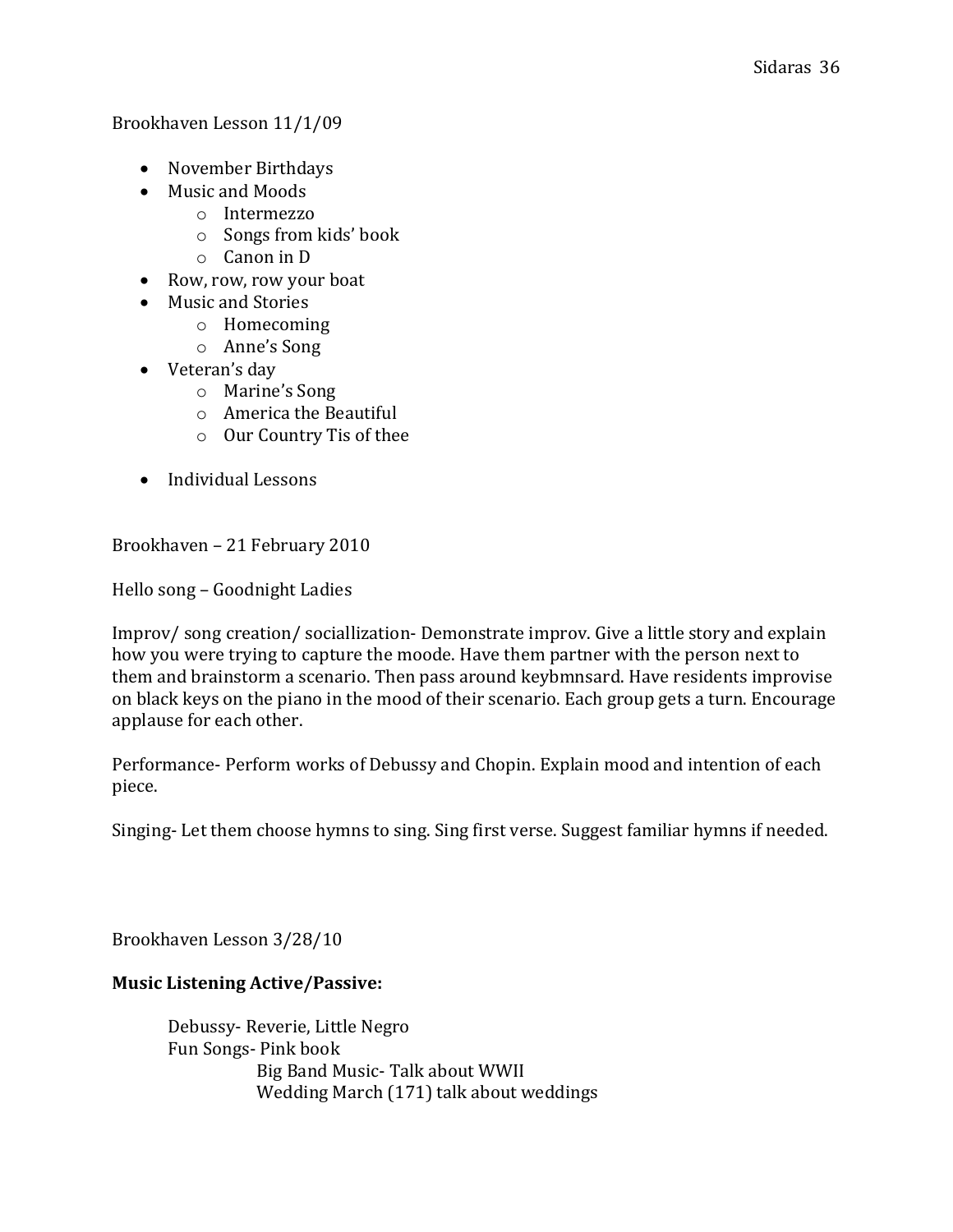Brookhaven Lesson 11/1/09

- November Birthdays
- Music and Moods
    - Intermezzo
    - Songs from kids' book
    - Canon in D
- Row, row, row your boat
- Music and Stories
    - Homecoming
    - Anne's Song
- Veteran's day
    - Marine's Song
    - America the Beautiful
    - Our Country Tis of thee
- Individual Lessons

Brookhaven – 21 February 2010

Hello song – Goodnight Ladies

Improv/ song creation/ sociallization- Demonstrate improv. Give a little story and explain how you were trying to capture the moode. Have them partner with the person next to them and brainstorm a scenario. Then pass around keybmnsard. Have residents improvise on black keys on the piano in the mood of their scenario. Each group gets a turn. Encourage applause for each other.

Performance- Perform works of Debussy and Chopin. Explain mood and intention of each piece.

Singing- Let them choose hymns to sing. Sing first verse. Suggest familiar hymns if needed.

Brookhaven Lesson 3/28/10

**Music Listening Active/Passive:**

> Debussy- Reverie, Little Negro
> Fun Songs- Pink book
>> Big Band Music- Talk about WWII
>> Wedding March (171) talk about weddings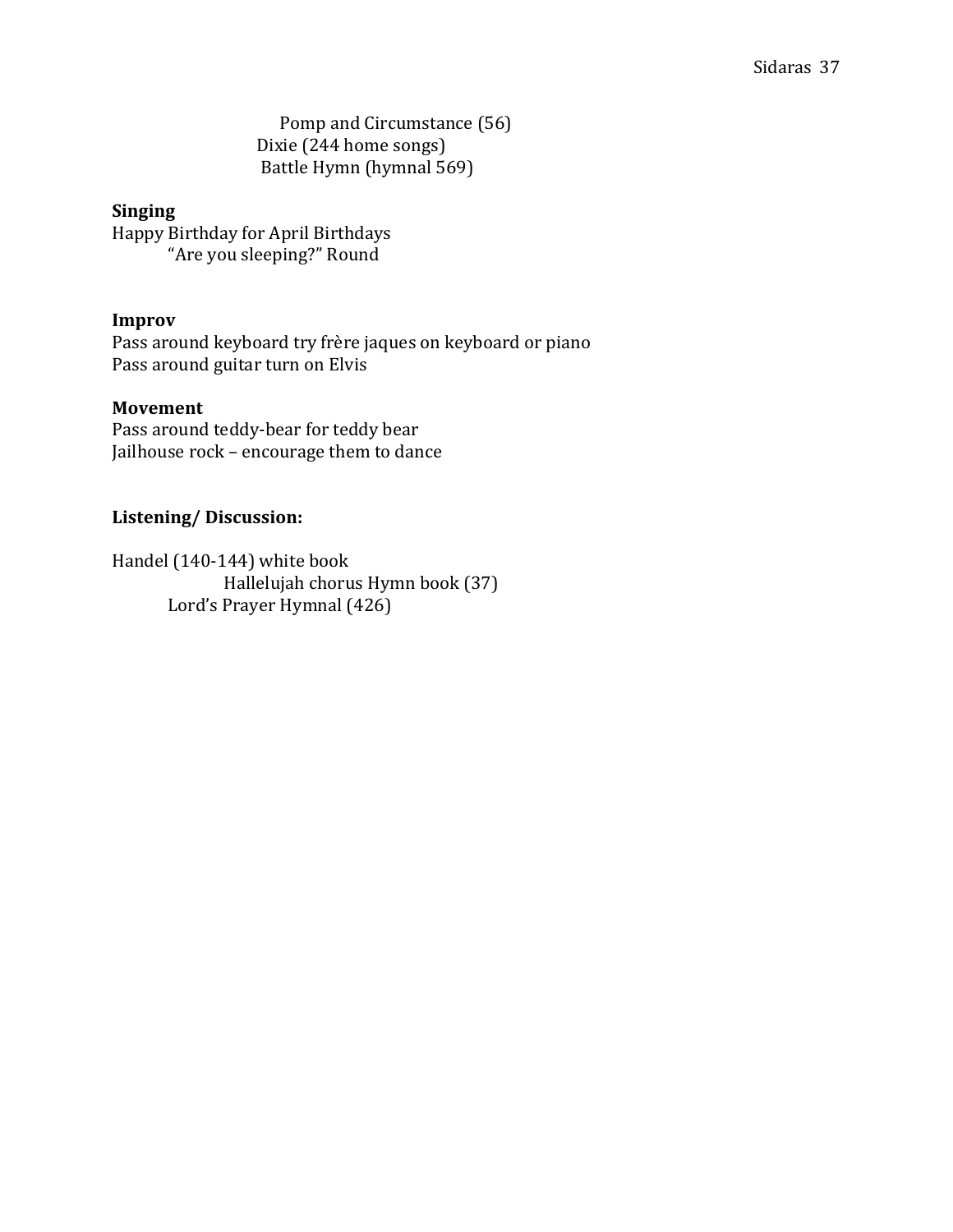Pomp and Circumstance (56)
Dixie (244 home songs)
Battle Hymn (hymnal 569)

**Singing**

Happy Birthday for April Birthdays
"Are you sleeping?" Round

**Improv**

Pass around keyboard try frère jaques on keyboard or piano
Pass around guitar turn on Elvis

**Movement**

Pass around teddy-bear for teddy bear
Jailhouse rock – encourage them to dance

**Listening/ Discussion:**

Handel (140-144) white book
Hallelujah chorus Hymn book (37)
Lord's Prayer Hymnal (426)